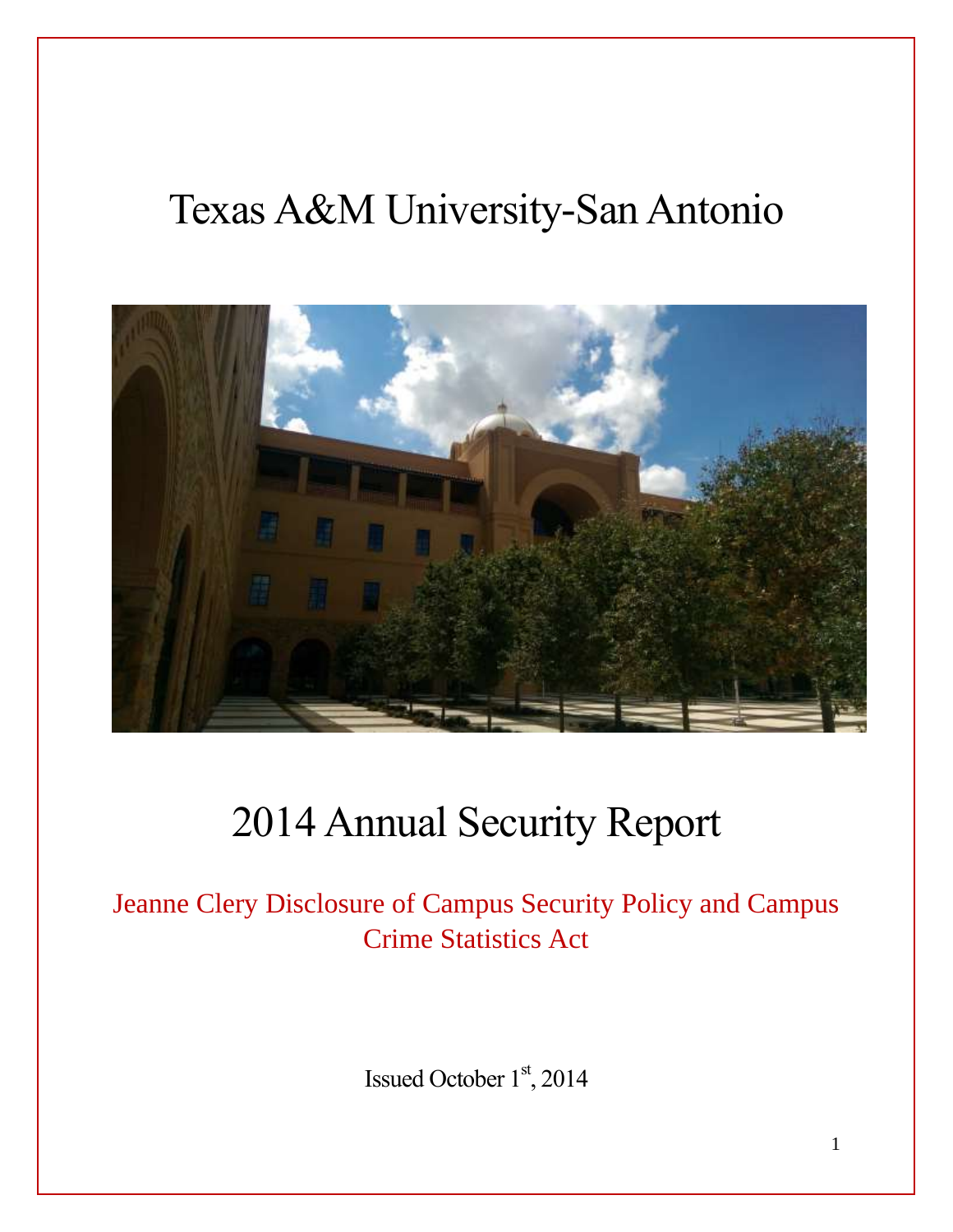# Texas A&M University-San Antonio

# 2014 Annual Security Report

Jeanne Clery Disclosure of Campus Security Policy and Campus Crime Statistics Act

Issued October 1st, 2014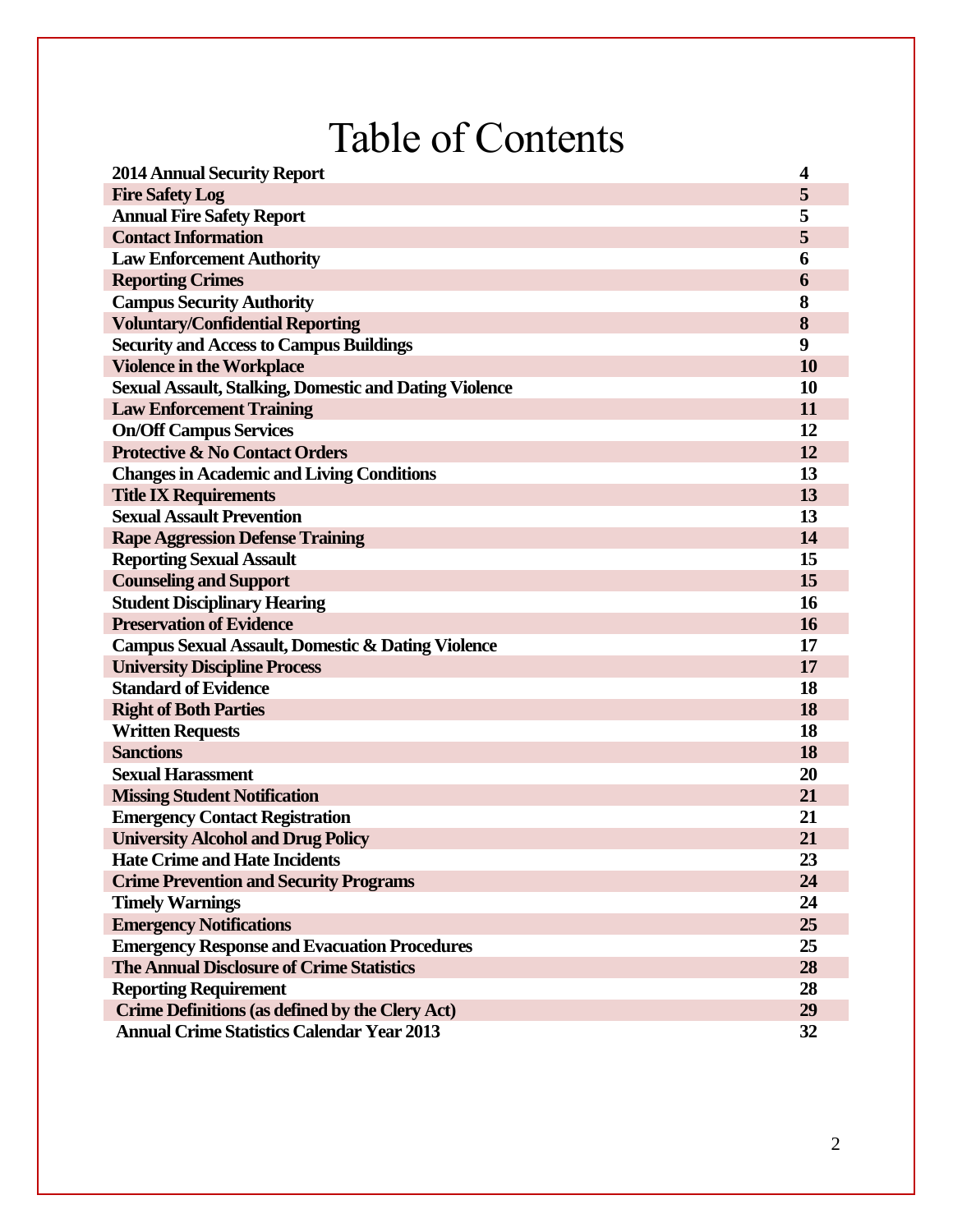# Table of Contents

| | |
|---|---|
| **2014 Annual Security Report** | **4** |
| **Fire Safety Log** | **5** |
| **Annual Fire Safety Report** | **5** |
| **Contact Information** | **5** |
| **Law Enforcement Authority** | **6** |
| **Reporting Crimes** | **6** |
| **Campus Security Authority** | **8** |
| **Voluntary/Confidential Reporting** | **8** |
| **Security and Access to Campus Buildings** | **9** |
| **Violence in the Workplace** | **10** |
| **Sexual Assault, Stalking, Domestic and Dating Violence** | **10** |
| **Law Enforcement Training** | **11** |
| **On/Off Campus Services** | **12** |
| **Protective & No Contact Orders** | **12** |
| **Changes in Academic and Living Conditions** | **13** |
| **Title IX Requirements** | **13** |
| **Sexual Assault Prevention** | **13** |
| **Rape Aggression Defense Training** | **14** |
| **Reporting Sexual Assault** | **15** |
| **Counseling and Support** | **15** |
| **Student Disciplinary Hearing** | **16** |
| **Preservation of Evidence** | **16** |
| **Campus Sexual Assault, Domestic & Dating Violence** | **17** |
| **University Discipline Process** | **17** |
| **Standard of Evidence** | **18** |
| **Right of Both Parties** | **18** |
| **Written Requests** | **18** |
| **Sanctions** | **18** |
| **Sexual Harassment** | **20** |
| **Missing Student Notification** | **21** |
| **Emergency Contact Registration** | **21** |
| **University Alcohol and Drug Policy** | **21** |
| **Hate Crime and Hate Incidents** | **23** |
| **Crime Prevention and Security Programs** | **24** |
| **Timely Warnings** | **24** |
| **Emergency Notifications** | **25** |
| **Emergency Response and Evacuation Procedures** | **25** |
| **The Annual Disclosure of Crime Statistics** | **28** |
| **Reporting Requirement** | **28** |
| **Crime Definitions (as defined by the Clery Act)** | **29** |
| **Annual Crime Statistics Calendar Year 2013** | **32** |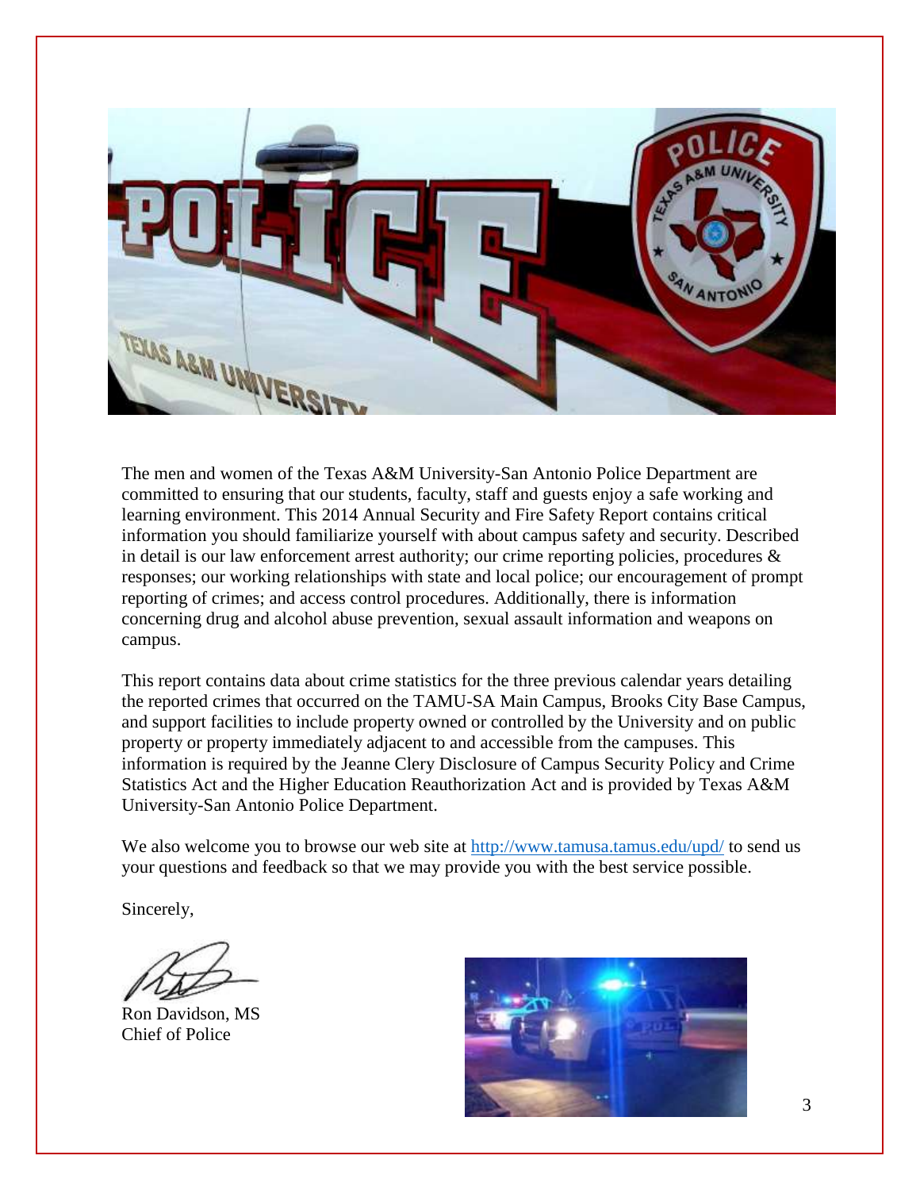The men and women of the Texas A&M University-San Antonio Police Department are committed to ensuring that our students, faculty, staff and guests enjoy a safe working and learning environment. This 2014 Annual Security and Fire Safety Report contains critical information you should familiarize yourself with about campus safety and security. Described in detail is our law enforcement arrest authority; our crime reporting policies, procedures & responses; our working relationships with state and local police; our encouragement of prompt reporting of crimes; and access control procedures. Additionally, there is information concerning drug and alcohol abuse prevention, sexual assault information and weapons on campus.

This report contains data about crime statistics for the three previous calendar years detailing the reported crimes that occurred on the TAMU-SA Main Campus, Brooks City Base Campus, and support facilities to include property owned or controlled by the University and on public property or property immediately adjacent to and accessible from the campuses. This information is required by the Jeanne Clery Disclosure of Campus Security Policy and Crime Statistics Act and the Higher Education Reauthorization Act and is provided by Texas A&M University-San Antonio Police Department.

We also welcome you to browse our web site at http://www.tamusa.tamus.edu/upd/ to send us your questions and feedback so that we may provide you with the best service possible.

Sincerely,

Ron Davidson, MS
Chief of Police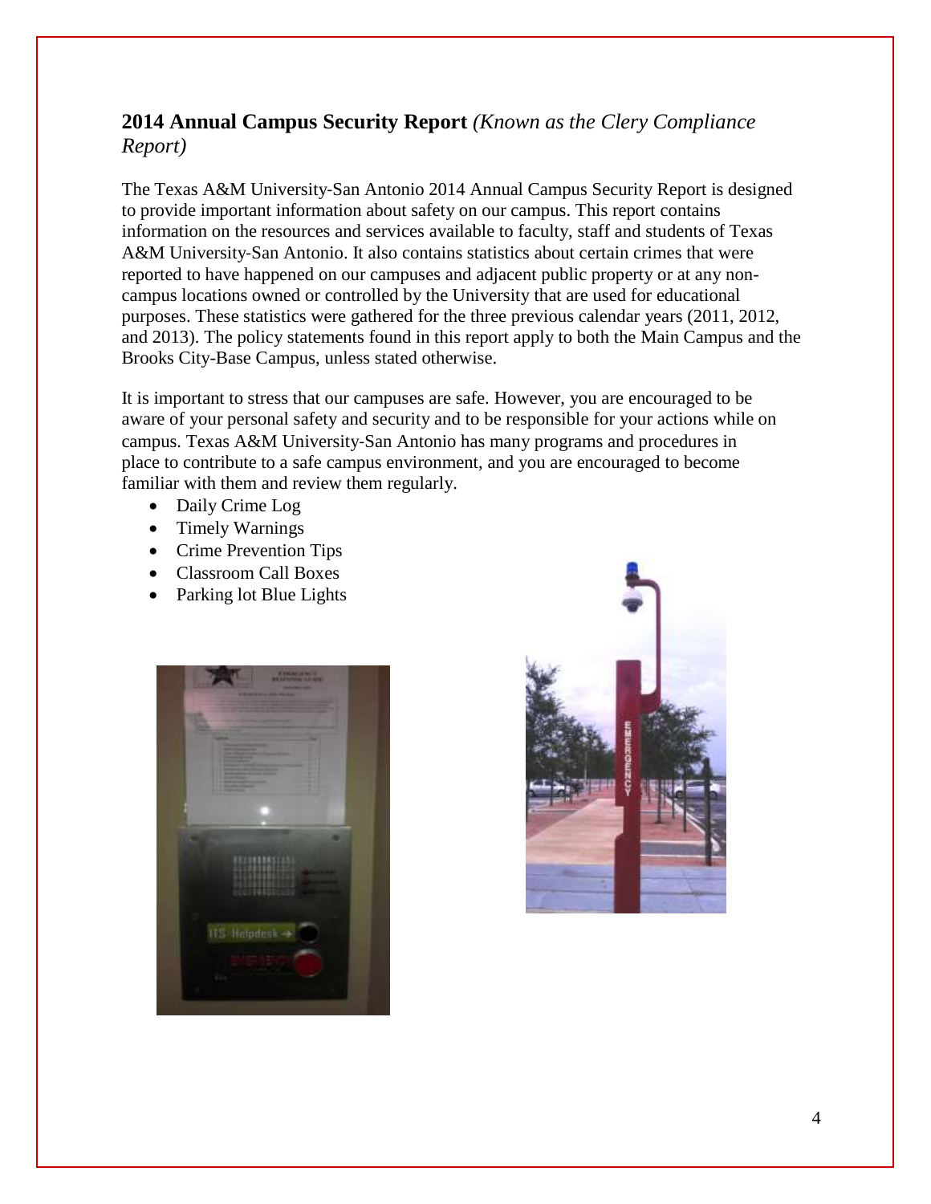## **2014 Annual Campus Security Report** *(Known as the Clery Compliance Report)*

The Texas A&M University-San Antonio 2014 Annual Campus Security Report is designed to provide important information about safety on our campus. This report contains information on the resources and services available to faculty, staff and students of Texas A&M University-San Antonio. It also contains statistics about certain crimes that were reported to have happened on our campuses and adjacent public property or at any non-campus locations owned or controlled by the University that are used for educational purposes. These statistics were gathered for the three previous calendar years (2011, 2012, and 2013). The policy statements found in this report apply to both the Main Campus and the Brooks City-Base Campus, unless stated otherwise.

It is important to stress that our campuses are safe. However, you are encouraged to be aware of your personal safety and security and to be responsible for your actions while on campus. Texas A&M University-San Antonio has many programs and procedures in place to contribute to a safe campus environment, and you are encouraged to become familiar with them and review them regularly.

- Daily Crime Log
- Timely Warnings
- Crime Prevention Tips
- Classroom Call Boxes
- Parking lot Blue Lights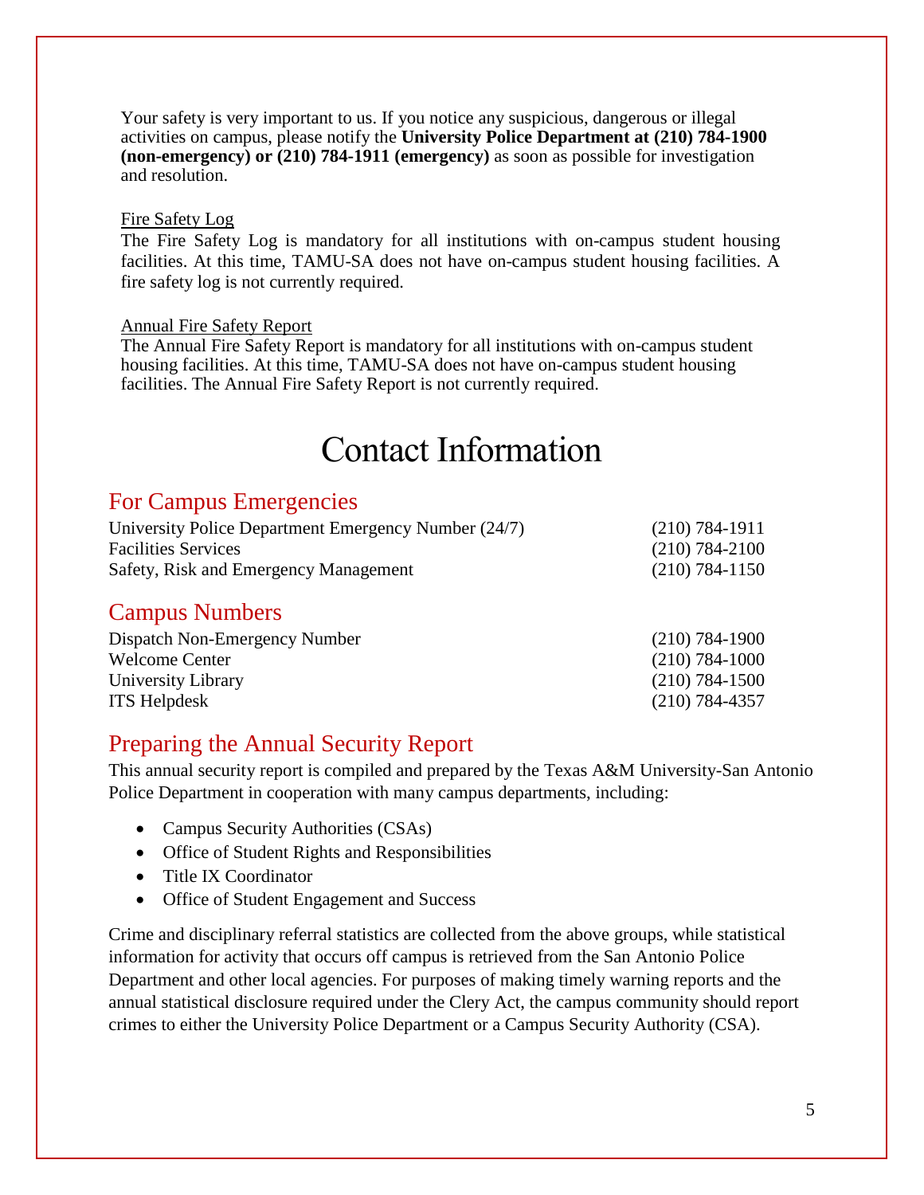Your safety is very important to us. If you notice any suspicious, dangerous or illegal activities on campus, please notify the **University Police Department at (210) 784-1900 (non-emergency) or (210) 784-1911 (emergency)** as soon as possible for investigation and resolution.

Fire Safety Log

The Fire Safety Log is mandatory for all institutions with on-campus student housing facilities. At this time, TAMU-SA does not have on-campus student housing facilities. A fire safety log is not currently required.

Annual Fire Safety Report

The Annual Fire Safety Report is mandatory for all institutions with on-campus student housing facilities. At this time, TAMU-SA does not have on-campus student housing facilities. The Annual Fire Safety Report is not currently required.

# Contact Information

## For Campus Emergencies

| | |
|---|---|
| University Police Department Emergency Number (24/7) | (210) 784-1911 |
| Facilities Services | (210) 784-2100 |
| Safety, Risk and Emergency Management | (210) 784-1150 |

## Campus Numbers

| | |
|---|---|
| Dispatch Non-Emergency Number | (210) 784-1900 |
| Welcome Center | (210) 784-1000 |
| University Library | (210) 784-1500 |
| ITS Helpdesk | (210) 784-4357 |

## Preparing the Annual Security Report

This annual security report is compiled and prepared by the Texas A&M University-San Antonio Police Department in cooperation with many campus departments, including:

- Campus Security Authorities (CSAs)
- Office of Student Rights and Responsibilities
- Title IX Coordinator
- Office of Student Engagement and Success

Crime and disciplinary referral statistics are collected from the above groups, while statistical information for activity that occurs off campus is retrieved from the San Antonio Police Department and other local agencies. For purposes of making timely warning reports and the annual statistical disclosure required under the Clery Act, the campus community should report crimes to either the University Police Department or a Campus Security Authority (CSA).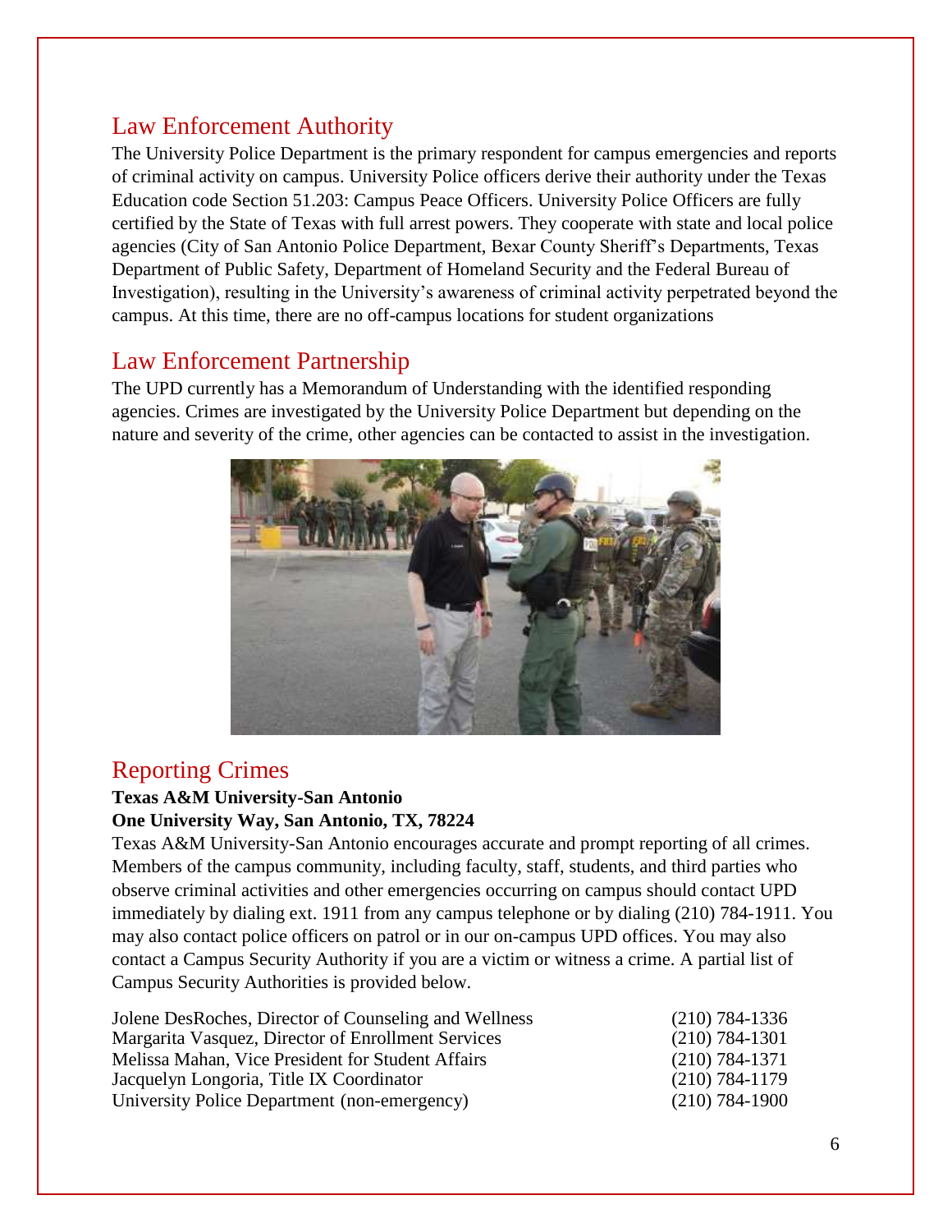## Law Enforcement Authority

The University Police Department is the primary respondent for campus emergencies and reports of criminal activity on campus. University Police officers derive their authority under the Texas Education code Section 51.203: Campus Peace Officers. University Police Officers are fully certified by the State of Texas with full arrest powers. They cooperate with state and local police agencies (City of San Antonio Police Department, Bexar County Sheriff's Departments, Texas Department of Public Safety, Department of Homeland Security and the Federal Bureau of Investigation), resulting in the University's awareness of criminal activity perpetrated beyond the campus. At this time, there are no off-campus locations for student organizations

## Law Enforcement Partnership

The UPD currently has a Memorandum of Understanding with the identified responding agencies. Crimes are investigated by the University Police Department but depending on the nature and severity of the crime, other agencies can be contacted to assist in the investigation.

## Reporting Crimes

**Texas A&M University-San Antonio**
**One University Way, San Antonio, TX, 78224**

Texas A&M University-San Antonio encourages accurate and prompt reporting of all crimes. Members of the campus community, including faculty, staff, students, and third parties who observe criminal activities and other emergencies occurring on campus should contact UPD immediately by dialing ext. 1911 from any campus telephone or by dialing (210) 784-1911. You may also contact police officers on patrol or in our on-campus UPD offices. You may also contact a Campus Security Authority if you are a victim or witness a crime. A partial list of Campus Security Authorities is provided below.

| | |
|---|---|
| Jolene DesRoches, Director of Counseling and Wellness | (210) 784-1336 |
| Margarita Vasquez, Director of Enrollment Services | (210) 784-1301 |
| Melissa Mahan, Vice President for Student Affairs | (210) 784-1371 |
| Jacquelyn Longoria, Title IX Coordinator | (210) 784-1179 |
| University Police Department (non-emergency) | (210) 784-1900 |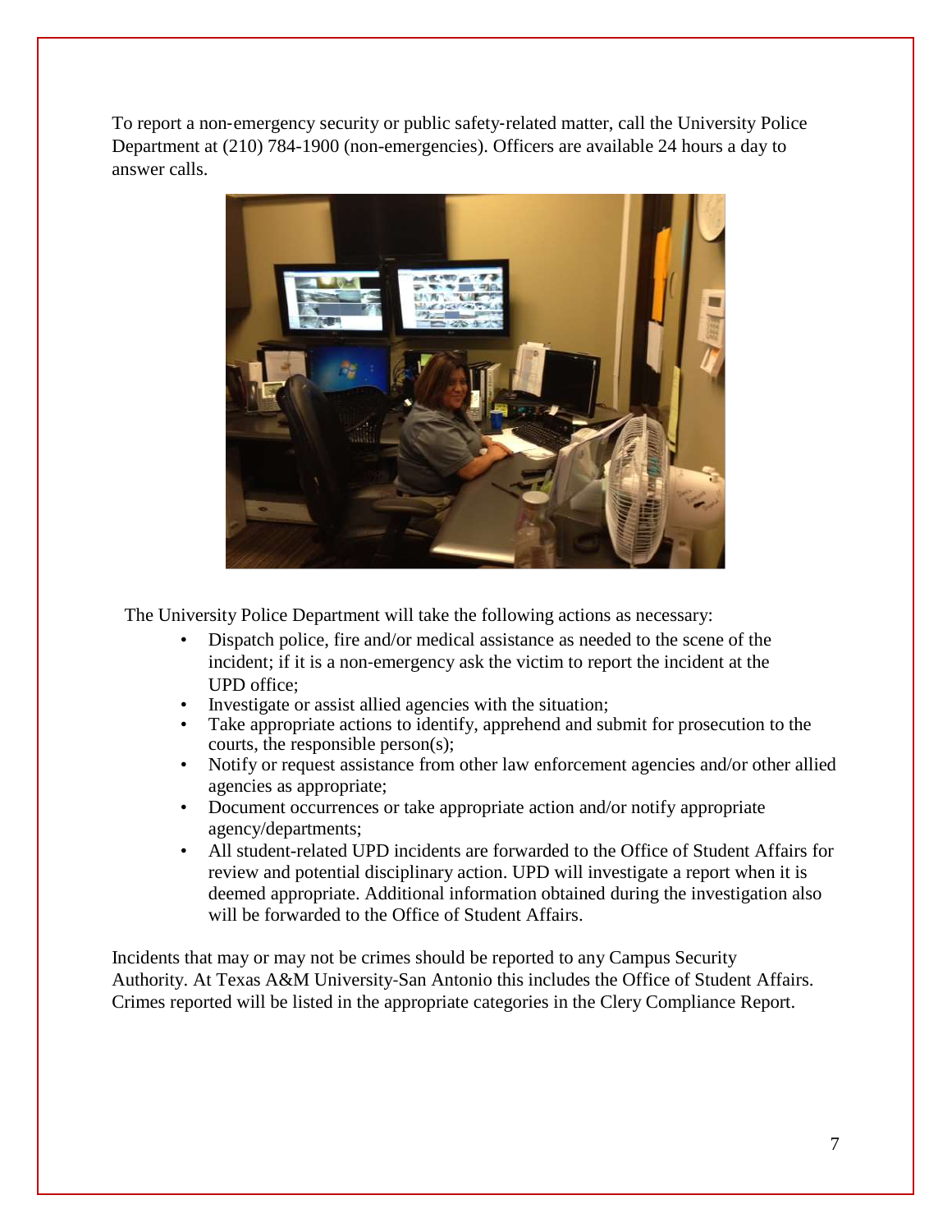To report a non-emergency security or public safety-related matter, call the University Police Department at (210) 784-1900 (non-emergencies). Officers are available 24 hours a day to answer calls.

The University Police Department will take the following actions as necessary:

- Dispatch police, fire and/or medical assistance as needed to the scene of the incident; if it is a non-emergency ask the victim to report the incident at the UPD office;
- Investigate or assist allied agencies with the situation;
- Take appropriate actions to identify, apprehend and submit for prosecution to the courts, the responsible person(s);
- Notify or request assistance from other law enforcement agencies and/or other allied agencies as appropriate;
- Document occurrences or take appropriate action and/or notify appropriate agency/departments;
- All student-related UPD incidents are forwarded to the Office of Student Affairs for review and potential disciplinary action. UPD will investigate a report when it is deemed appropriate. Additional information obtained during the investigation also will be forwarded to the Office of Student Affairs.

Incidents that may or may not be crimes should be reported to any Campus Security Authority. At Texas A&M University-San Antonio this includes the Office of Student Affairs. Crimes reported will be listed in the appropriate categories in the Clery Compliance Report.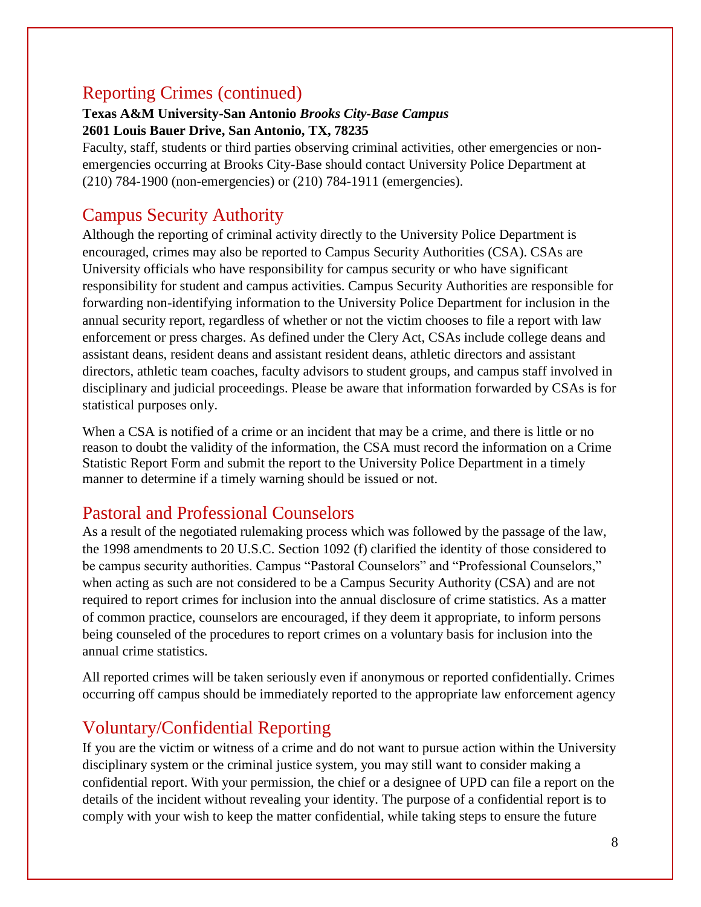## Reporting Crimes (continued)

**Texas A&M University-San Antonio *Brooks City-Base Campus***
**2601 Louis Bauer Drive, San Antonio, TX, 78235**

Faculty, staff, students or third parties observing criminal activities, other emergencies or non-emergencies occurring at Brooks City-Base should contact University Police Department at (210) 784-1900 (non-emergencies) or (210) 784-1911 (emergencies).

## Campus Security Authority

Although the reporting of criminal activity directly to the University Police Department is encouraged, crimes may also be reported to Campus Security Authorities (CSA). CSAs are University officials who have responsibility for campus security or who have significant responsibility for student and campus activities. Campus Security Authorities are responsible for forwarding non-identifying information to the University Police Department for inclusion in the annual security report, regardless of whether or not the victim chooses to file a report with law enforcement or press charges. As defined under the Clery Act, CSAs include college deans and assistant deans, resident deans and assistant resident deans, athletic directors and assistant directors, athletic team coaches, faculty advisors to student groups, and campus staff involved in disciplinary and judicial proceedings. Please be aware that information forwarded by CSAs is for statistical purposes only.

When a CSA is notified of a crime or an incident that may be a crime, and there is little or no reason to doubt the validity of the information, the CSA must record the information on a Crime Statistic Report Form and submit the report to the University Police Department in a timely manner to determine if a timely warning should be issued or not.

## Pastoral and Professional Counselors

As a result of the negotiated rulemaking process which was followed by the passage of the law, the 1998 amendments to 20 U.S.C. Section 1092 (f) clarified the identity of those considered to be campus security authorities. Campus "Pastoral Counselors" and "Professional Counselors," when acting as such are not considered to be a Campus Security Authority (CSA) and are not required to report crimes for inclusion into the annual disclosure of crime statistics. As a matter of common practice, counselors are encouraged, if they deem it appropriate, to inform persons being counseled of the procedures to report crimes on a voluntary basis for inclusion into the annual crime statistics.

All reported crimes will be taken seriously even if anonymous or reported confidentially. Crimes occurring off campus should be immediately reported to the appropriate law enforcement agency

## Voluntary/Confidential Reporting

If you are the victim or witness of a crime and do not want to pursue action within the University disciplinary system or the criminal justice system, you may still want to consider making a confidential report. With your permission, the chief or a designee of UPD can file a report on the details of the incident without revealing your identity. The purpose of a confidential report is to comply with your wish to keep the matter confidential, while taking steps to ensure the future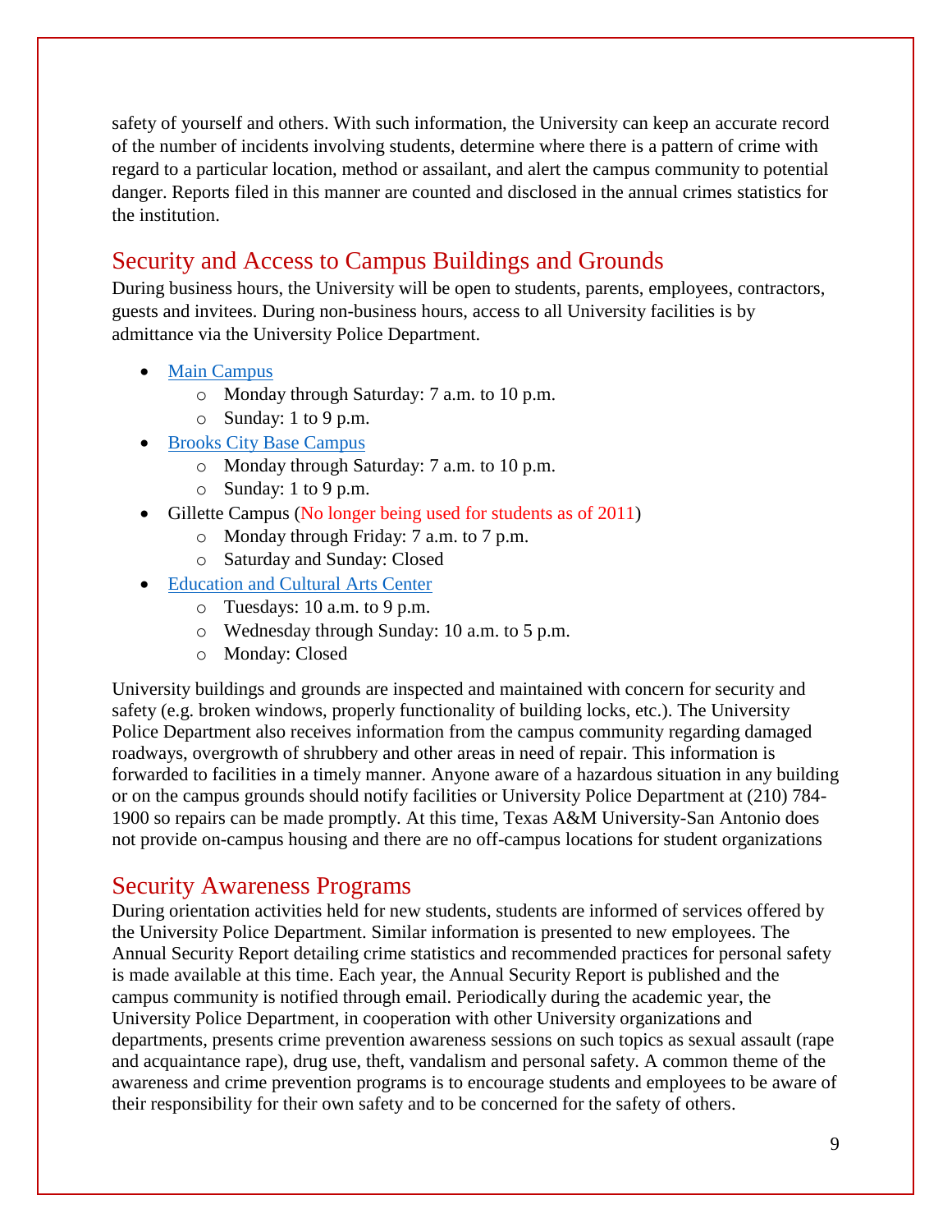safety of yourself and others. With such information, the University can keep an accurate record of the number of incidents involving students, determine where there is a pattern of crime with regard to a particular location, method or assailant, and alert the campus community to potential danger. Reports filed in this manner are counted and disclosed in the annual crimes statistics for the institution.

## Security and Access to Campus Buildings and Grounds

During business hours, the University will be open to students, parents, employees, contractors, guests and invitees. During non-business hours, access to all University facilities is by admittance via the University Police Department.

- Main Campus
  - Monday through Saturday: 7 a.m. to 10 p.m.
  - Sunday: 1 to 9 p.m.
- Brooks City Base Campus
  - Monday through Saturday: 7 a.m. to 10 p.m.
  - Sunday: 1 to 9 p.m.
- Gillette Campus (No longer being used for students as of 2011)
  - Monday through Friday: 7 a.m. to 7 p.m.
  - Saturday and Sunday: Closed
- Education and Cultural Arts Center
  - Tuesdays: 10 a.m. to 9 p.m.
  - Wednesday through Sunday: 10 a.m. to 5 p.m.
  - Monday: Closed

University buildings and grounds are inspected and maintained with concern for security and safety (e.g. broken windows, properly functionality of building locks, etc.). The University Police Department also receives information from the campus community regarding damaged roadways, overgrowth of shrubbery and other areas in need of repair. This information is forwarded to facilities in a timely manner. Anyone aware of a hazardous situation in any building or on the campus grounds should notify facilities or University Police Department at (210) 784-1900 so repairs can be made promptly. At this time, Texas A&M University-San Antonio does not provide on-campus housing and there are no off-campus locations for student organizations

## Security Awareness Programs

During orientation activities held for new students, students are informed of services offered by the University Police Department. Similar information is presented to new employees. The Annual Security Report detailing crime statistics and recommended practices for personal safety is made available at this time. Each year, the Annual Security Report is published and the campus community is notified through email. Periodically during the academic year, the University Police Department, in cooperation with other University organizations and departments, presents crime prevention awareness sessions on such topics as sexual assault (rape and acquaintance rape), drug use, theft, vandalism and personal safety. A common theme of the awareness and crime prevention programs is to encourage students and employees to be aware of their responsibility for their own safety and to be concerned for the safety of others.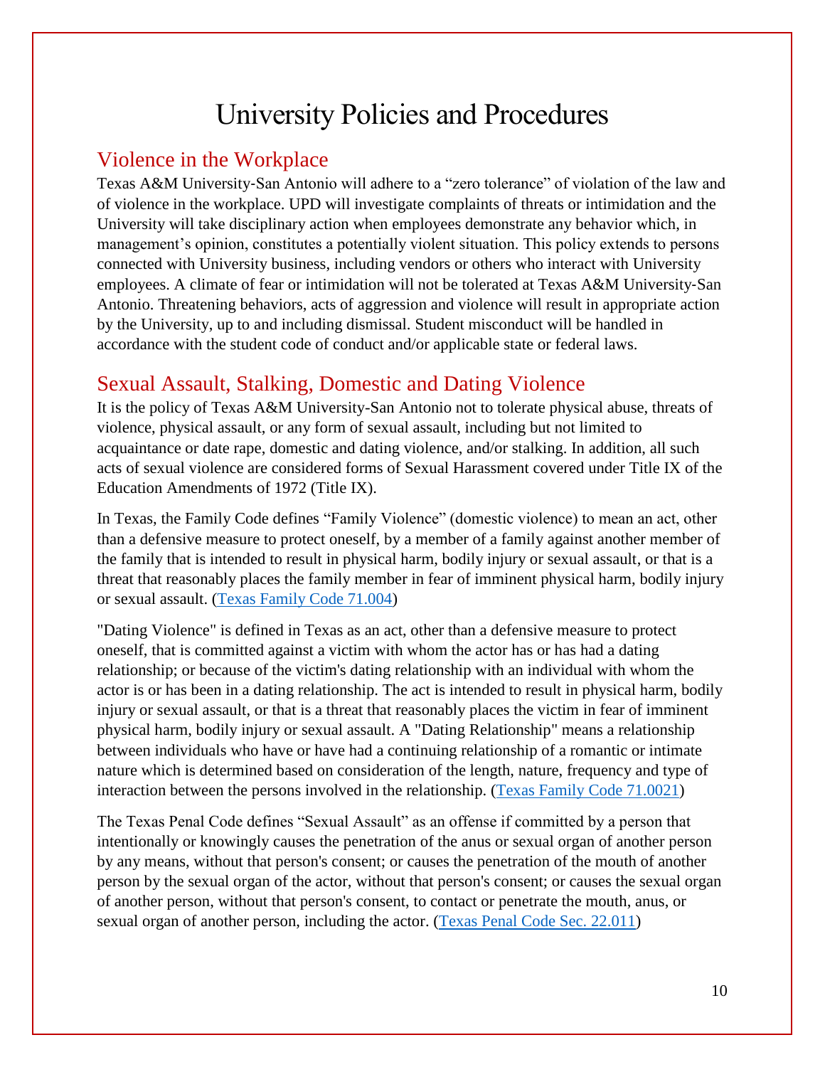# University Policies and Procedures

## Violence in the Workplace

Texas A&M University-San Antonio will adhere to a "zero tolerance" of violation of the law and of violence in the workplace. UPD will investigate complaints of threats or intimidation and the University will take disciplinary action when employees demonstrate any behavior which, in management's opinion, constitutes a potentially violent situation. This policy extends to persons connected with University business, including vendors or others who interact with University employees. A climate of fear or intimidation will not be tolerated at Texas A&M University-San Antonio. Threatening behaviors, acts of aggression and violence will result in appropriate action by the University, up to and including dismissal. Student misconduct will be handled in accordance with the student code of conduct and/or applicable state or federal laws.

## Sexual Assault, Stalking, Domestic and Dating Violence

It is the policy of Texas A&M University-San Antonio not to tolerate physical abuse, threats of violence, physical assault, or any form of sexual assault, including but not limited to acquaintance or date rape, domestic and dating violence, and/or stalking. In addition, all such acts of sexual violence are considered forms of Sexual Harassment covered under Title IX of the Education Amendments of 1972 (Title IX).

In Texas, the Family Code defines "Family Violence" (domestic violence) to mean an act, other than a defensive measure to protect oneself, by a member of a family against another member of the family that is intended to result in physical harm, bodily injury or sexual assault, or that is a threat that reasonably places the family member in fear of imminent physical harm, bodily injury or sexual assault. (Texas Family Code 71.004)

"Dating Violence" is defined in Texas as an act, other than a defensive measure to protect oneself, that is committed against a victim with whom the actor has or has had a dating relationship; or because of the victim's dating relationship with an individual with whom the actor is or has been in a dating relationship. The act is intended to result in physical harm, bodily injury or sexual assault, or that is a threat that reasonably places the victim in fear of imminent physical harm, bodily injury or sexual assault. A "Dating Relationship" means a relationship between individuals who have or have had a continuing relationship of a romantic or intimate nature which is determined based on consideration of the length, nature, frequency and type of interaction between the persons involved in the relationship. (Texas Family Code 71.0021)

The Texas Penal Code defines "Sexual Assault" as an offense if committed by a person that intentionally or knowingly causes the penetration of the anus or sexual organ of another person by any means, without that person's consent; or causes the penetration of the mouth of another person by the sexual organ of the actor, without that person's consent; or causes the sexual organ of another person, without that person's consent, to contact or penetrate the mouth, anus, or sexual organ of another person, including the actor. (Texas Penal Code Sec. 22.011)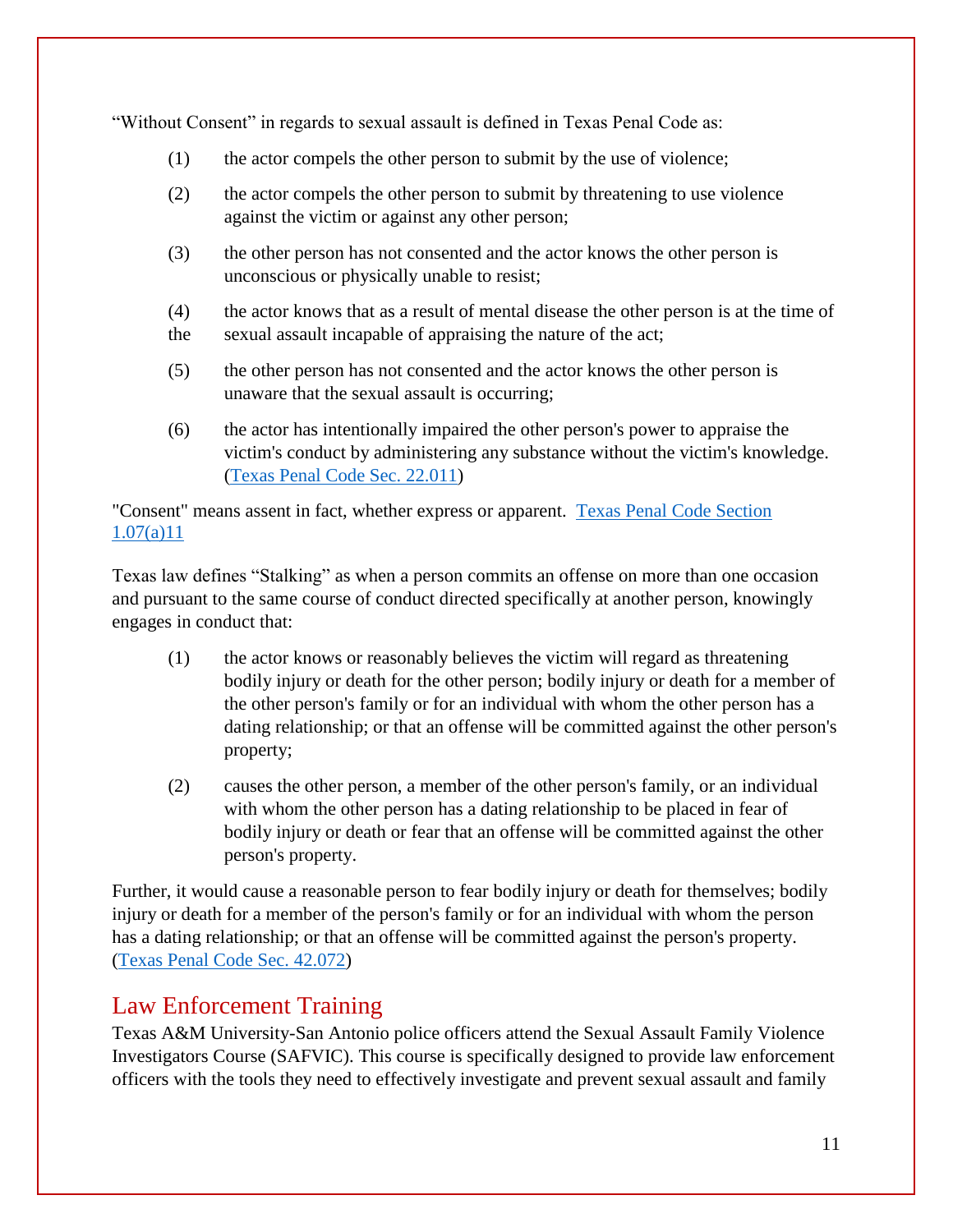“Without Consent” in regards to sexual assault is defined in Texas Penal Code as:

(1) the actor compels the other person to submit by the use of violence;

(2) the actor compels the other person to submit by threatening to use violence against the victim or against any other person;

(3) the other person has not consented and the actor knows the other person is unconscious or physically unable to resist;

(4) the actor knows that as a result of mental disease the other person is at the time of the sexual assault incapable of appraising the nature of the act;

(5) the other person has not consented and the actor knows the other person is unaware that the sexual assault is occurring;

(6) the actor has intentionally impaired the other person's power to appraise the victim's conduct by administering any substance without the victim's knowledge. (Texas Penal Code Sec. 22.011)

"Consent" means assent in fact, whether express or apparent. Texas Penal Code Section 1.07(a)11

Texas law defines “Stalking” as when a person commits an offense on more than one occasion and pursuant to the same course of conduct directed specifically at another person, knowingly engages in conduct that:

(1) the actor knows or reasonably believes the victim will regard as threatening bodily injury or death for the other person; bodily injury or death for a member of the other person's family or for an individual with whom the other person has a dating relationship; or that an offense will be committed against the other person's property;

(2) causes the other person, a member of the other person's family, or an individual with whom the other person has a dating relationship to be placed in fear of bodily injury or death or fear that an offense will be committed against the other person's property.

Further, it would cause a reasonable person to fear bodily injury or death for themselves; bodily injury or death for a member of the person's family or for an individual with whom the person has a dating relationship; or that an offense will be committed against the person's property. (Texas Penal Code Sec. 42.072)

## Law Enforcement Training

Texas A&M University-San Antonio police officers attend the Sexual Assault Family Violence Investigators Course (SAFVIC). This course is specifically designed to provide law enforcement officers with the tools they need to effectively investigate and prevent sexual assault and family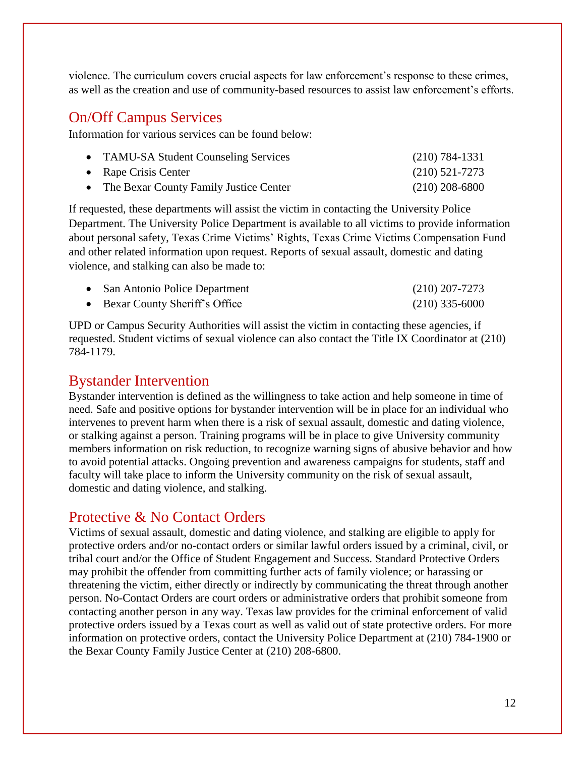violence. The curriculum covers crucial aspects for law enforcement's response to these crimes, as well as the creation and use of community-based resources to assist law enforcement's efforts.

## On/Off Campus Services

Information for various services can be found below:

- TAMU-SA Student Counseling Services (210) 784-1331
- Rape Crisis Center (210) 521-7273
- The Bexar County Family Justice Center (210) 208-6800

If requested, these departments will assist the victim in contacting the University Police Department. The University Police Department is available to all victims to provide information about personal safety, Texas Crime Victims' Rights, Texas Crime Victims Compensation Fund and other related information upon request. Reports of sexual assault, domestic and dating violence, and stalking can also be made to:

- San Antonio Police Department (210) 207-7273
- Bexar County Sheriff's Office (210) 335-6000

UPD or Campus Security Authorities will assist the victim in contacting these agencies, if requested. Student victims of sexual violence can also contact the Title IX Coordinator at (210) 784-1179.

## Bystander Intervention

Bystander intervention is defined as the willingness to take action and help someone in time of need. Safe and positive options for bystander intervention will be in place for an individual who intervenes to prevent harm when there is a risk of sexual assault, domestic and dating violence, or stalking against a person. Training programs will be in place to give University community members information on risk reduction, to recognize warning signs of abusive behavior and how to avoid potential attacks. Ongoing prevention and awareness campaigns for students, staff and faculty will take place to inform the University community on the risk of sexual assault, domestic and dating violence, and stalking.

## Protective & No Contact Orders

Victims of sexual assault, domestic and dating violence, and stalking are eligible to apply for protective orders and/or no-contact orders or similar lawful orders issued by a criminal, civil, or tribal court and/or the Office of Student Engagement and Success. Standard Protective Orders may prohibit the offender from committing further acts of family violence; or harassing or threatening the victim, either directly or indirectly by communicating the threat through another person. No-Contact Orders are court orders or administrative orders that prohibit someone from contacting another person in any way. Texas law provides for the criminal enforcement of valid protective orders issued by a Texas court as well as valid out of state protective orders. For more information on protective orders, contact the University Police Department at (210) 784-1900 or the Bexar County Family Justice Center at (210) 208-6800.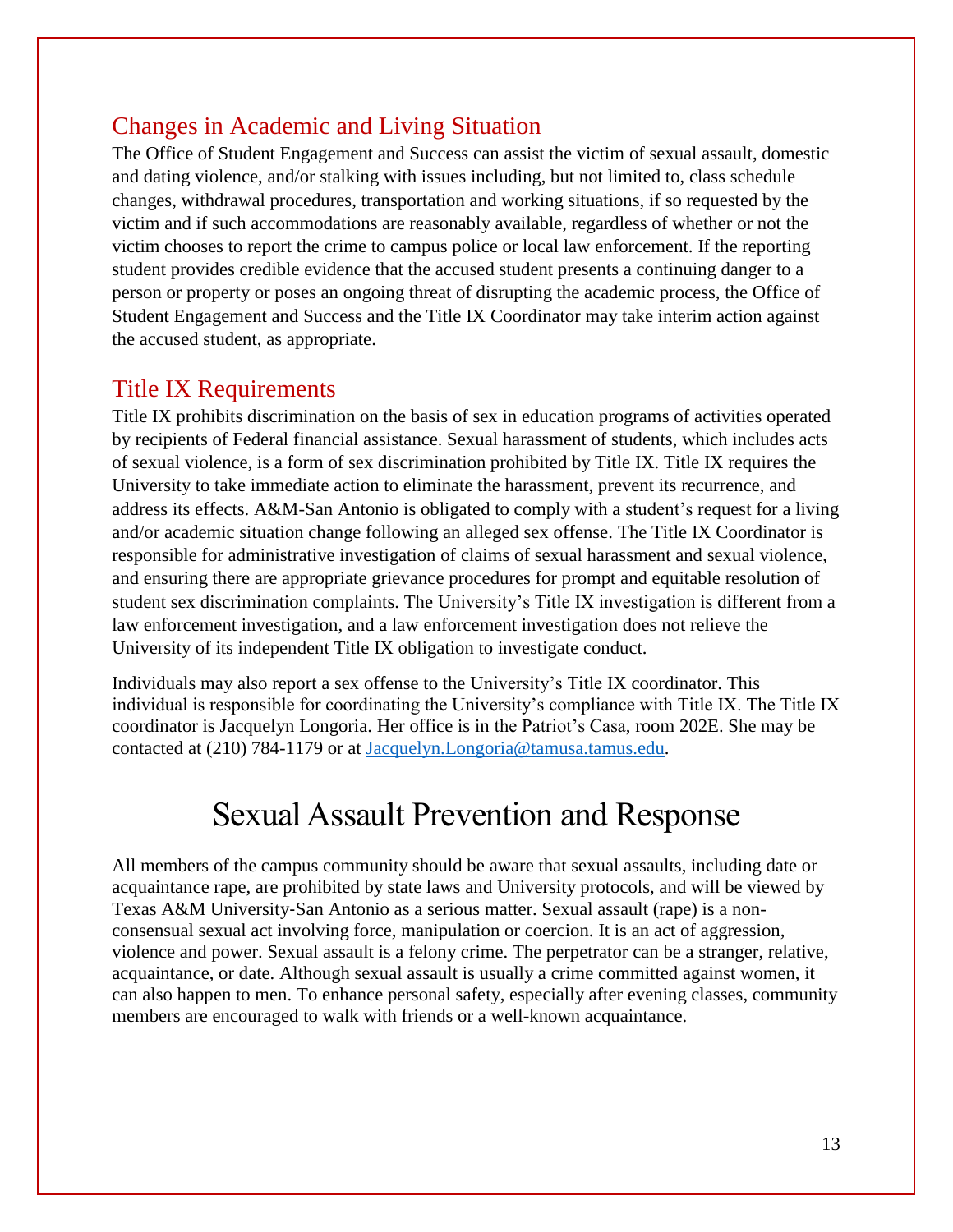## Changes in Academic and Living Situation

The Office of Student Engagement and Success can assist the victim of sexual assault, domestic and dating violence, and/or stalking with issues including, but not limited to, class schedule changes, withdrawal procedures, transportation and working situations, if so requested by the victim and if such accommodations are reasonably available, regardless of whether or not the victim chooses to report the crime to campus police or local law enforcement. If the reporting student provides credible evidence that the accused student presents a continuing danger to a person or property or poses an ongoing threat of disrupting the academic process, the Office of Student Engagement and Success and the Title IX Coordinator may take interim action against the accused student, as appropriate.

## Title IX Requirements

Title IX prohibits discrimination on the basis of sex in education programs of activities operated by recipients of Federal financial assistance. Sexual harassment of students, which includes acts of sexual violence, is a form of sex discrimination prohibited by Title IX. Title IX requires the University to take immediate action to eliminate the harassment, prevent its recurrence, and address its effects. A&M-San Antonio is obligated to comply with a student's request for a living and/or academic situation change following an alleged sex offense. The Title IX Coordinator is responsible for administrative investigation of claims of sexual harassment and sexual violence, and ensuring there are appropriate grievance procedures for prompt and equitable resolution of student sex discrimination complaints. The University's Title IX investigation is different from a law enforcement investigation, and a law enforcement investigation does not relieve the University of its independent Title IX obligation to investigate conduct.

Individuals may also report a sex offense to the University's Title IX coordinator. This individual is responsible for coordinating the University's compliance with Title IX. The Title IX coordinator is Jacquelyn Longoria. Her office is in the Patriot's Casa, room 202E. She may be contacted at (210) 784-1179 or at Jacquelyn.Longoria@tamusa.tamus.edu.

# Sexual Assault Prevention and Response

All members of the campus community should be aware that sexual assaults, including date or acquaintance rape, are prohibited by state laws and University protocols, and will be viewed by Texas A&M University-San Antonio as a serious matter. Sexual assault (rape) is a non-consensual sexual act involving force, manipulation or coercion. It is an act of aggression, violence and power. Sexual assault is a felony crime. The perpetrator can be a stranger, relative, acquaintance, or date. Although sexual assault is usually a crime committed against women, it can also happen to men. To enhance personal safety, especially after evening classes, community members are encouraged to walk with friends or a well-known acquaintance.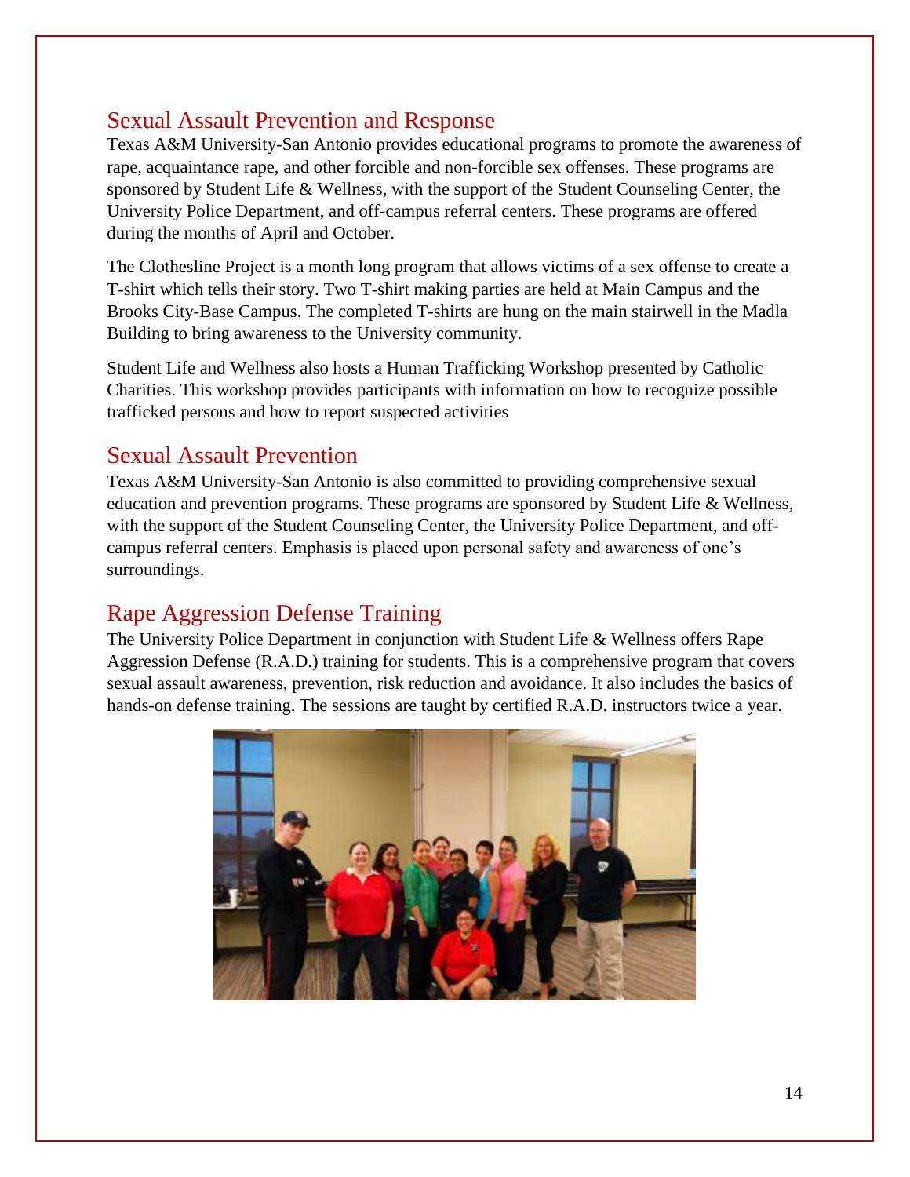## Sexual Assault Prevention and Response

Texas A&M University-San Antonio provides educational programs to promote the awareness of rape, acquaintance rape, and other forcible and non-forcible sex offenses. These programs are sponsored by Student Life & Wellness, with the support of the Student Counseling Center, the University Police Department, and off-campus referral centers. These programs are offered during the months of April and October.

The Clothesline Project is a month long program that allows victims of a sex offense to create a T-shirt which tells their story. Two T-shirt making parties are held at Main Campus and the Brooks City-Base Campus. The completed T-shirts are hung on the main stairwell in the Madla Building to bring awareness to the University community.

Student Life and Wellness also hosts a Human Trafficking Workshop presented by Catholic Charities. This workshop provides participants with information on how to recognize possible trafficked persons and how to report suspected activities

## Sexual Assault Prevention

Texas A&M University-San Antonio is also committed to providing comprehensive sexual education and prevention programs. These programs are sponsored by Student Life & Wellness, with the support of the Student Counseling Center, the University Police Department, and off-campus referral centers. Emphasis is placed upon personal safety and awareness of one's surroundings.

## Rape Aggression Defense Training

The University Police Department in conjunction with Student Life & Wellness offers Rape Aggression Defense (R.A.D.) training for students. This is a comprehensive program that covers sexual assault awareness, prevention, risk reduction and avoidance. It also includes the basics of hands-on defense training. The sessions are taught by certified R.A.D. instructors twice a year.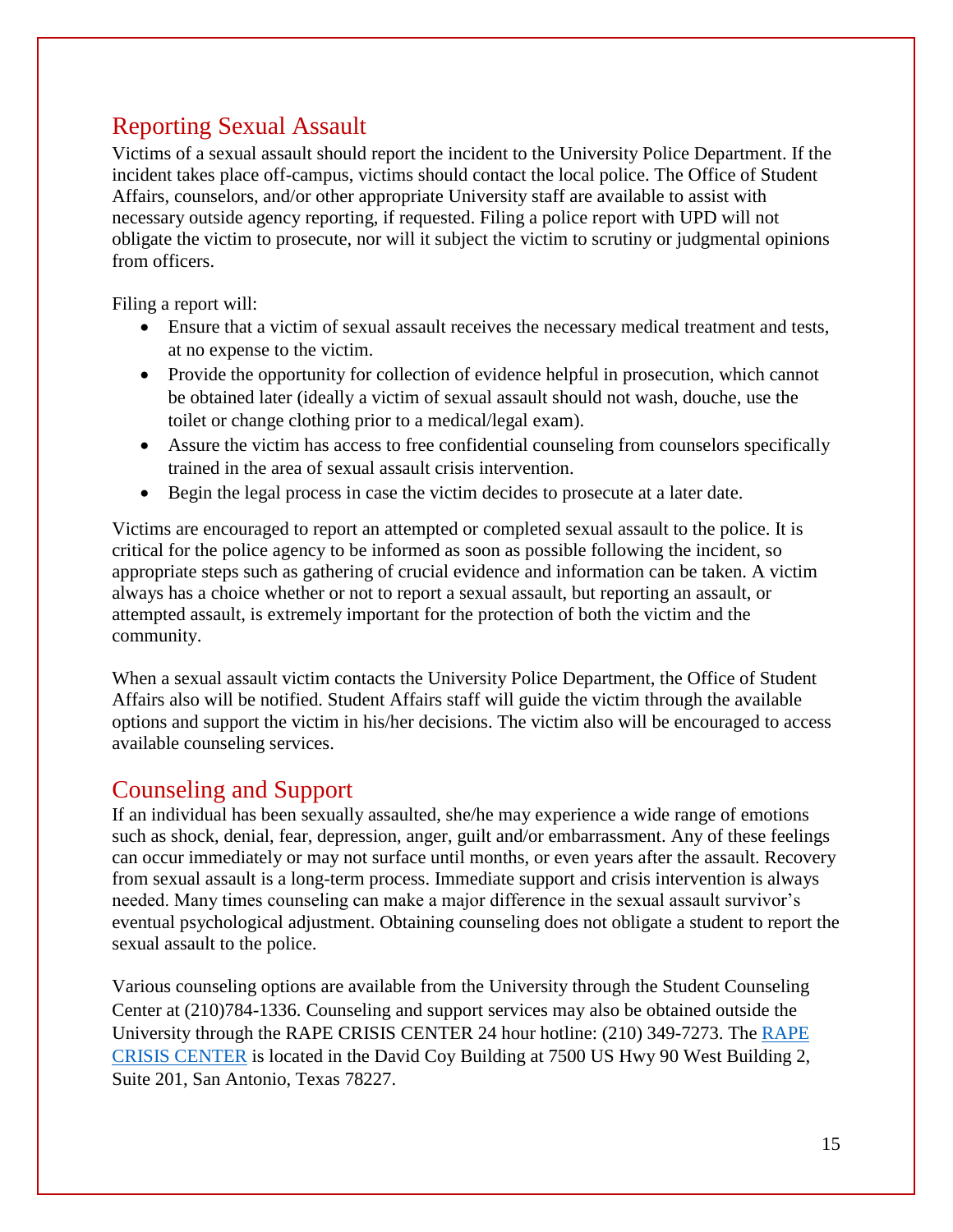## Reporting Sexual Assault

Victims of a sexual assault should report the incident to the University Police Department. If the incident takes place off-campus, victims should contact the local police. The Office of Student Affairs, counselors, and/or other appropriate University staff are available to assist with necessary outside agency reporting, if requested. Filing a police report with UPD will not obligate the victim to prosecute, nor will it subject the victim to scrutiny or judgmental opinions from officers.

Filing a report will:

- Ensure that a victim of sexual assault receives the necessary medical treatment and tests, at no expense to the victim.
- Provide the opportunity for collection of evidence helpful in prosecution, which cannot be obtained later (ideally a victim of sexual assault should not wash, douche, use the toilet or change clothing prior to a medical/legal exam).
- Assure the victim has access to free confidential counseling from counselors specifically trained in the area of sexual assault crisis intervention.
- Begin the legal process in case the victim decides to prosecute at a later date.

Victims are encouraged to report an attempted or completed sexual assault to the police. It is critical for the police agency to be informed as soon as possible following the incident, so appropriate steps such as gathering of crucial evidence and information can be taken. A victim always has a choice whether or not to report a sexual assault, but reporting an assault, or attempted assault, is extremely important for the protection of both the victim and the community.

When a sexual assault victim contacts the University Police Department, the Office of Student Affairs also will be notified. Student Affairs staff will guide the victim through the available options and support the victim in his/her decisions. The victim also will be encouraged to access available counseling services.

## Counseling and Support

If an individual has been sexually assaulted, she/he may experience a wide range of emotions such as shock, denial, fear, depression, anger, guilt and/or embarrassment. Any of these feelings can occur immediately or may not surface until months, or even years after the assault. Recovery from sexual assault is a long-term process. Immediate support and crisis intervention is always needed. Many times counseling can make a major difference in the sexual assault survivor's eventual psychological adjustment. Obtaining counseling does not obligate a student to report the sexual assault to the police.

Various counseling options are available from the University through the Student Counseling Center at (210)784-1336. Counseling and support services may also be obtained outside the University through the RAPE CRISIS CENTER 24 hour hotline: (210) 349-7273. The RAPE CRISIS CENTER is located in the David Coy Building at 7500 US Hwy 90 West Building 2, Suite 201, San Antonio, Texas 78227.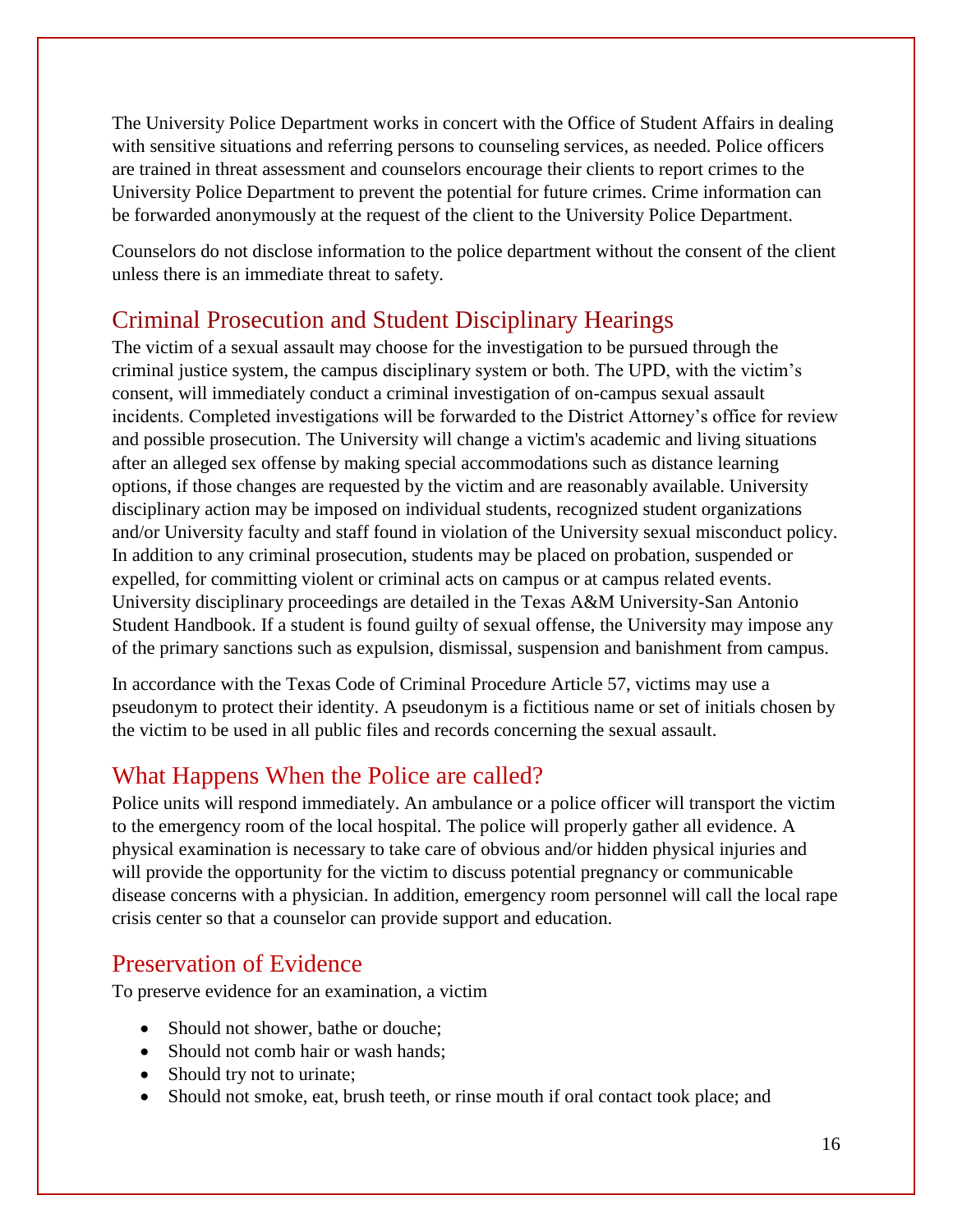The University Police Department works in concert with the Office of Student Affairs in dealing with sensitive situations and referring persons to counseling services, as needed. Police officers are trained in threat assessment and counselors encourage their clients to report crimes to the University Police Department to prevent the potential for future crimes. Crime information can be forwarded anonymously at the request of the client to the University Police Department.

Counselors do not disclose information to the police department without the consent of the client unless there is an immediate threat to safety.

## Criminal Prosecution and Student Disciplinary Hearings

The victim of a sexual assault may choose for the investigation to be pursued through the criminal justice system, the campus disciplinary system or both. The UPD, with the victim's consent, will immediately conduct a criminal investigation of on-campus sexual assault incidents. Completed investigations will be forwarded to the District Attorney's office for review and possible prosecution. The University will change a victim's academic and living situations after an alleged sex offense by making special accommodations such as distance learning options, if those changes are requested by the victim and are reasonably available. University disciplinary action may be imposed on individual students, recognized student organizations and/or University faculty and staff found in violation of the University sexual misconduct policy. In addition to any criminal prosecution, students may be placed on probation, suspended or expelled, for committing violent or criminal acts on campus or at campus related events. University disciplinary proceedings are detailed in the Texas A&M University-San Antonio Student Handbook. If a student is found guilty of sexual offense, the University may impose any of the primary sanctions such as expulsion, dismissal, suspension and banishment from campus.

In accordance with the Texas Code of Criminal Procedure Article 57, victims may use a pseudonym to protect their identity. A pseudonym is a fictitious name or set of initials chosen by the victim to be used in all public files and records concerning the sexual assault.

## What Happens When the Police are called?

Police units will respond immediately. An ambulance or a police officer will transport the victim to the emergency room of the local hospital. The police will properly gather all evidence. A physical examination is necessary to take care of obvious and/or hidden physical injuries and will provide the opportunity for the victim to discuss potential pregnancy or communicable disease concerns with a physician. In addition, emergency room personnel will call the local rape crisis center so that a counselor can provide support and education.

## Preservation of Evidence

To preserve evidence for an examination, a victim

- Should not shower, bathe or douche;
- Should not comb hair or wash hands;
- Should try not to urinate;
- Should not smoke, eat, brush teeth, or rinse mouth if oral contact took place; and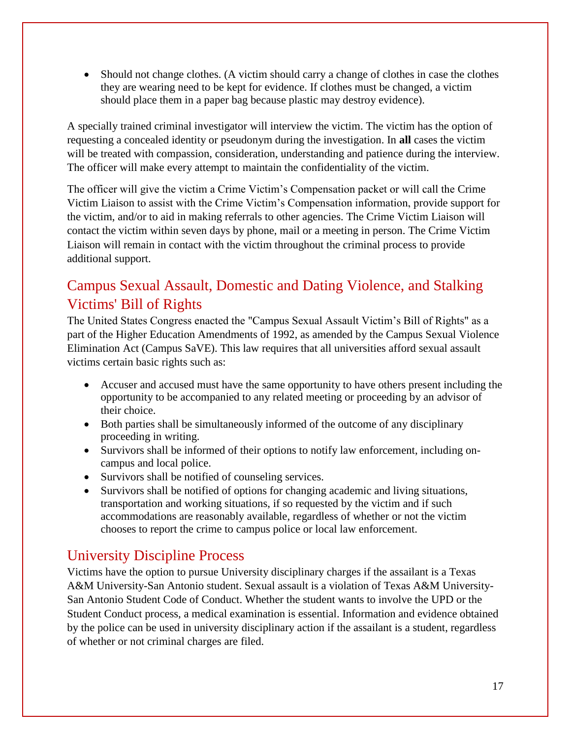- Should not change clothes. (A victim should carry a change of clothes in case the clothes they are wearing need to be kept for evidence. If clothes must be changed, a victim should place them in a paper bag because plastic may destroy evidence).

A specially trained criminal investigator will interview the victim. The victim has the option of requesting a concealed identity or pseudonym during the investigation. In **all** cases the victim will be treated with compassion, consideration, understanding and patience during the interview. The officer will make every attempt to maintain the confidentiality of the victim.

The officer will give the victim a Crime Victim's Compensation packet or will call the Crime Victim Liaison to assist with the Crime Victim's Compensation information, provide support for the victim, and/or to aid in making referrals to other agencies. The Crime Victim Liaison will contact the victim within seven days by phone, mail or a meeting in person. The Crime Victim Liaison will remain in contact with the victim throughout the criminal process to provide additional support.

## Campus Sexual Assault, Domestic and Dating Violence, and Stalking Victims' Bill of Rights

The United States Congress enacted the "Campus Sexual Assault Victim's Bill of Rights" as a part of the Higher Education Amendments of 1992, as amended by the Campus Sexual Violence Elimination Act (Campus SaVE). This law requires that all universities afford sexual assault victims certain basic rights such as:

- Accuser and accused must have the same opportunity to have others present including the opportunity to be accompanied to any related meeting or proceeding by an advisor of their choice.
- Both parties shall be simultaneously informed of the outcome of any disciplinary proceeding in writing.
- Survivors shall be informed of their options to notify law enforcement, including on-campus and local police.
- Survivors shall be notified of counseling services.
- Survivors shall be notified of options for changing academic and living situations, transportation and working situations, if so requested by the victim and if such accommodations are reasonably available, regardless of whether or not the victim chooses to report the crime to campus police or local law enforcement.

## University Discipline Process

Victims have the option to pursue University disciplinary charges if the assailant is a Texas A&M University-San Antonio student. Sexual assault is a violation of Texas A&M University-San Antonio Student Code of Conduct. Whether the student wants to involve the UPD or the Student Conduct process, a medical examination is essential. Information and evidence obtained by the police can be used in university disciplinary action if the assailant is a student, regardless of whether or not criminal charges are filed.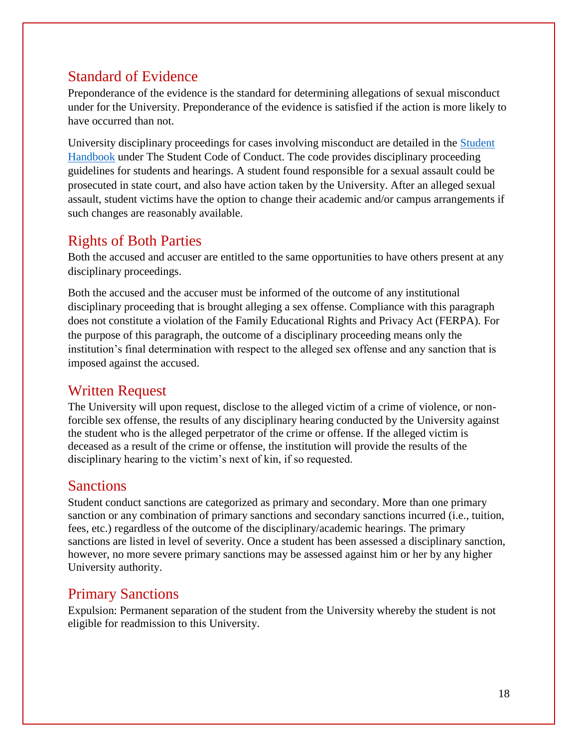## Standard of Evidence

Preponderance of the evidence is the standard for determining allegations of sexual misconduct under for the University. Preponderance of the evidence is satisfied if the action is more likely to have occurred than not.

University disciplinary proceedings for cases involving misconduct are detailed in the Student Handbook under The Student Code of Conduct. The code provides disciplinary proceeding guidelines for students and hearings. A student found responsible for a sexual assault could be prosecuted in state court, and also have action taken by the University. After an alleged sexual assault, student victims have the option to change their academic and/or campus arrangements if such changes are reasonably available.

## Rights of Both Parties

Both the accused and accuser are entitled to the same opportunities to have others present at any disciplinary proceedings.

Both the accused and the accuser must be informed of the outcome of any institutional disciplinary proceeding that is brought alleging a sex offense. Compliance with this paragraph does not constitute a violation of the Family Educational Rights and Privacy Act (FERPA). For the purpose of this paragraph, the outcome of a disciplinary proceeding means only the institution's final determination with respect to the alleged sex offense and any sanction that is imposed against the accused.

## Written Request

The University will upon request, disclose to the alleged victim of a crime of violence, or non-forcible sex offense, the results of any disciplinary hearing conducted by the University against the student who is the alleged perpetrator of the crime or offense. If the alleged victim is deceased as a result of the crime or offense, the institution will provide the results of the disciplinary hearing to the victim's next of kin, if so requested.

## Sanctions

Student conduct sanctions are categorized as primary and secondary. More than one primary sanction or any combination of primary sanctions and secondary sanctions incurred (i.e., tuition, fees, etc.) regardless of the outcome of the disciplinary/academic hearings. The primary sanctions are listed in level of severity. Once a student has been assessed a disciplinary sanction, however, no more severe primary sanctions may be assessed against him or her by any higher University authority.

## Primary Sanctions

Expulsion: Permanent separation of the student from the University whereby the student is not eligible for readmission to this University.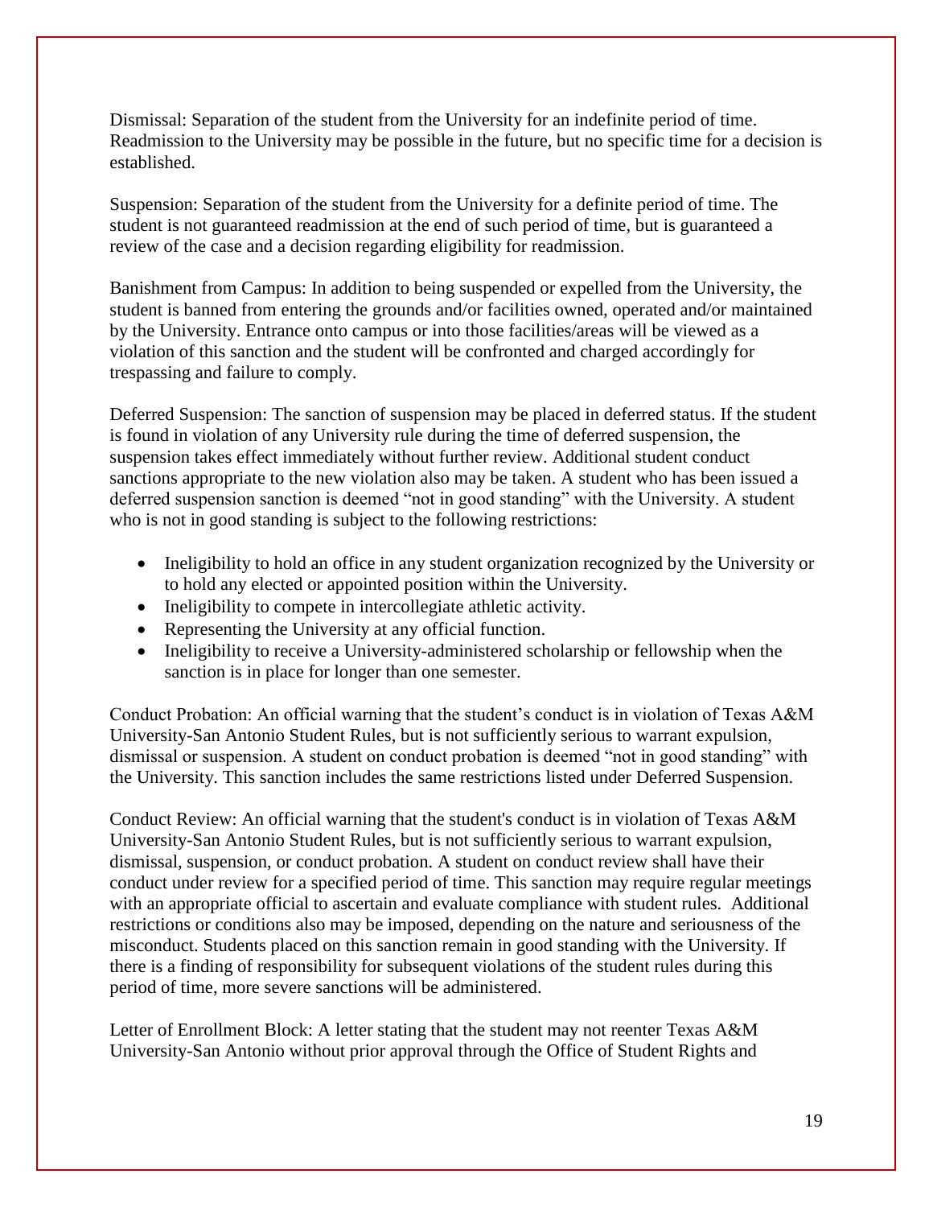Dismissal: Separation of the student from the University for an indefinite period of time. Readmission to the University may be possible in the future, but no specific time for a decision is established.

Suspension: Separation of the student from the University for a definite period of time. The student is not guaranteed readmission at the end of such period of time, but is guaranteed a review of the case and a decision regarding eligibility for readmission.

Banishment from Campus: In addition to being suspended or expelled from the University, the student is banned from entering the grounds and/or facilities owned, operated and/or maintained by the University. Entrance onto campus or into those facilities/areas will be viewed as a violation of this sanction and the student will be confronted and charged accordingly for trespassing and failure to comply.

Deferred Suspension: The sanction of suspension may be placed in deferred status. If the student is found in violation of any University rule during the time of deferred suspension, the suspension takes effect immediately without further review. Additional student conduct sanctions appropriate to the new violation also may be taken. A student who has been issued a deferred suspension sanction is deemed "not in good standing" with the University. A student who is not in good standing is subject to the following restrictions:

- Ineligibility to hold an office in any student organization recognized by the University or to hold any elected or appointed position within the University.
- Ineligibility to compete in intercollegiate athletic activity.
- Representing the University at any official function.
- Ineligibility to receive a University-administered scholarship or fellowship when the sanction is in place for longer than one semester.

Conduct Probation: An official warning that the student's conduct is in violation of Texas A&M University-San Antonio Student Rules, but is not sufficiently serious to warrant expulsion, dismissal or suspension. A student on conduct probation is deemed "not in good standing" with the University. This sanction includes the same restrictions listed under Deferred Suspension.

Conduct Review: An official warning that the student's conduct is in violation of Texas A&M University-San Antonio Student Rules, but is not sufficiently serious to warrant expulsion, dismissal, suspension, or conduct probation. A student on conduct review shall have their conduct under review for a specified period of time. This sanction may require regular meetings with an appropriate official to ascertain and evaluate compliance with student rules. Additional restrictions or conditions also may be imposed, depending on the nature and seriousness of the misconduct. Students placed on this sanction remain in good standing with the University. If there is a finding of responsibility for subsequent violations of the student rules during this period of time, more severe sanctions will be administered.

Letter of Enrollment Block: A letter stating that the student may not reenter Texas A&M University-San Antonio without prior approval through the Office of Student Rights and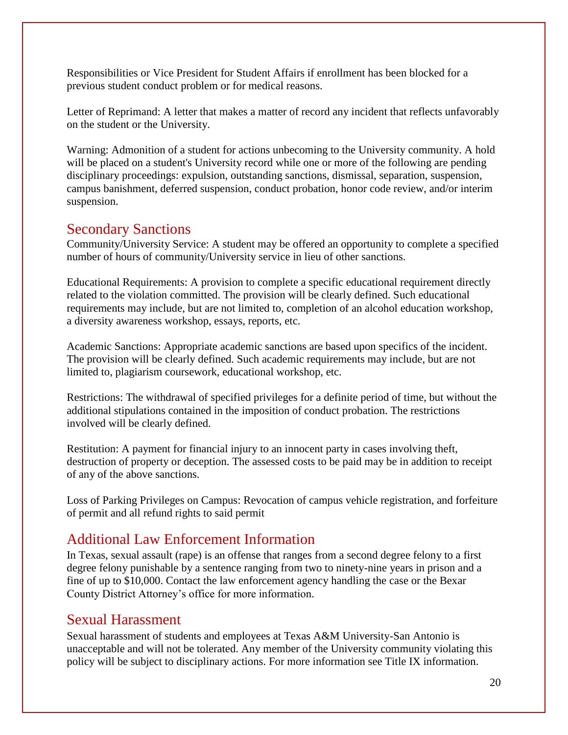Responsibilities or Vice President for Student Affairs if enrollment has been blocked for a previous student conduct problem or for medical reasons.

Letter of Reprimand: A letter that makes a matter of record any incident that reflects unfavorably on the student or the University.

Warning: Admonition of a student for actions unbecoming to the University community. A hold will be placed on a student's University record while one or more of the following are pending disciplinary proceedings: expulsion, outstanding sanctions, dismissal, separation, suspension, campus banishment, deferred suspension, conduct probation, honor code review, and/or interim suspension.

## Secondary Sanctions

Community/University Service: A student may be offered an opportunity to complete a specified number of hours of community/University service in lieu of other sanctions.

Educational Requirements: A provision to complete a specific educational requirement directly related to the violation committed. The provision will be clearly defined. Such educational requirements may include, but are not limited to, completion of an alcohol education workshop, a diversity awareness workshop, essays, reports, etc.

Academic Sanctions: Appropriate academic sanctions are based upon specifics of the incident. The provision will be clearly defined. Such academic requirements may include, but are not limited to, plagiarism coursework, educational workshop, etc.

Restrictions: The withdrawal of specified privileges for a definite period of time, but without the additional stipulations contained in the imposition of conduct probation. The restrictions involved will be clearly defined.

Restitution: A payment for financial injury to an innocent party in cases involving theft, destruction of property or deception. The assessed costs to be paid may be in addition to receipt of any of the above sanctions.

Loss of Parking Privileges on Campus: Revocation of campus vehicle registration, and forfeiture of permit and all refund rights to said permit

## Additional Law Enforcement Information

In Texas, sexual assault (rape) is an offense that ranges from a second degree felony to a first degree felony punishable by a sentence ranging from two to ninety-nine years in prison and a fine of up to $10,000. Contact the law enforcement agency handling the case or the Bexar County District Attorney's office for more information.

## Sexual Harassment

Sexual harassment of students and employees at Texas A&M University-San Antonio is unacceptable and will not be tolerated. Any member of the University community violating this policy will be subject to disciplinary actions. For more information see Title IX information.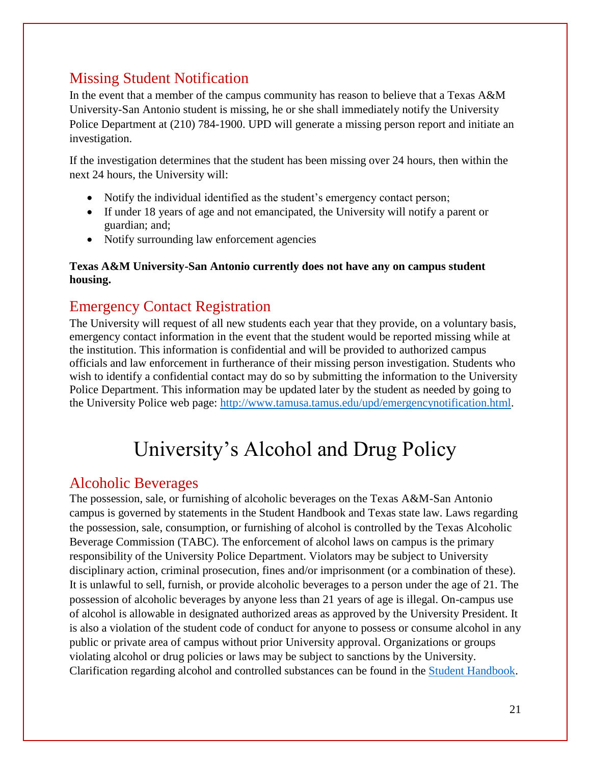## Missing Student Notification

In the event that a member of the campus community has reason to believe that a Texas A&M University-San Antonio student is missing, he or she shall immediately notify the University Police Department at (210) 784-1900. UPD will generate a missing person report and initiate an investigation.

If the investigation determines that the student has been missing over 24 hours, then within the next 24 hours, the University will:

- Notify the individual identified as the student's emergency contact person;
- If under 18 years of age and not emancipated, the University will notify a parent or guardian; and;
- Notify surrounding law enforcement agencies

**Texas A&M University-San Antonio currently does not have any on campus student housing.**

## Emergency Contact Registration

The University will request of all new students each year that they provide, on a voluntary basis, emergency contact information in the event that the student would be reported missing while at the institution. This information is confidential and will be provided to authorized campus officials and law enforcement in furtherance of their missing person investigation. Students who wish to identify a confidential contact may do so by submitting the information to the University Police Department. This information may be updated later by the student as needed by going to the University Police web page: [http://www.tamusa.tamus.edu/upd/emergencynotification.html](http://www.tamusa.tamus.edu/upd/emergencynotification.html).

# University's Alcohol and Drug Policy

## Alcoholic Beverages

The possession, sale, or furnishing of alcoholic beverages on the Texas A&M-San Antonio campus is governed by statements in the Student Handbook and Texas state law. Laws regarding the possession, sale, consumption, or furnishing of alcohol is controlled by the Texas Alcoholic Beverage Commission (TABC). The enforcement of alcohol laws on campus is the primary responsibility of the University Police Department. Violators may be subject to University disciplinary action, criminal prosecution, fines and/or imprisonment (or a combination of these). It is unlawful to sell, furnish, or provide alcoholic beverages to a person under the age of 21. The possession of alcoholic beverages by anyone less than 21 years of age is illegal. On-campus use of alcohol is allowable in designated authorized areas as approved by the University President. It is also a violation of the student code of conduct for anyone to possess or consume alcohol in any public or private area of campus without prior University approval. Organizations or groups violating alcohol or drug policies or laws may be subject to sanctions by the University. Clarification regarding alcohol and controlled substances can be found in the Student Handbook.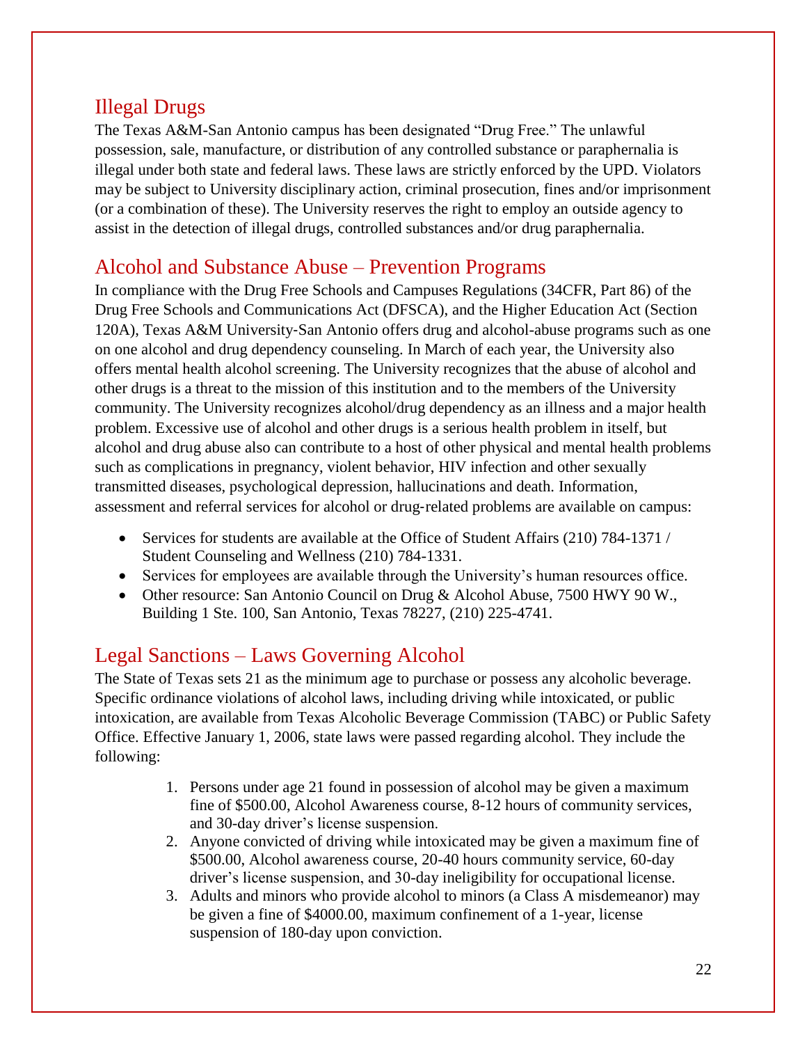## Illegal Drugs

The Texas A&M-San Antonio campus has been designated "Drug Free." The unlawful possession, sale, manufacture, or distribution of any controlled substance or paraphernalia is illegal under both state and federal laws. These laws are strictly enforced by the UPD. Violators may be subject to University disciplinary action, criminal prosecution, fines and/or imprisonment (or a combination of these). The University reserves the right to employ an outside agency to assist in the detection of illegal drugs, controlled substances and/or drug paraphernalia.

## Alcohol and Substance Abuse – Prevention Programs

In compliance with the Drug Free Schools and Campuses Regulations (34CFR, Part 86) of the Drug Free Schools and Communications Act (DFSCA), and the Higher Education Act (Section 120A), Texas A&M University-San Antonio offers drug and alcohol-abuse programs such as one on one alcohol and drug dependency counseling. In March of each year, the University also offers mental health alcohol screening. The University recognizes that the abuse of alcohol and other drugs is a threat to the mission of this institution and to the members of the University community. The University recognizes alcohol/drug dependency as an illness and a major health problem. Excessive use of alcohol and other drugs is a serious health problem in itself, but alcohol and drug abuse also can contribute to a host of other physical and mental health problems such as complications in pregnancy, violent behavior, HIV infection and other sexually transmitted diseases, psychological depression, hallucinations and death. Information, assessment and referral services for alcohol or drug-related problems are available on campus:

- Services for students are available at the Office of Student Affairs (210) 784-1371 / Student Counseling and Wellness (210) 784-1331.
- Services for employees are available through the University's human resources office.
- Other resource: San Antonio Council on Drug & Alcohol Abuse, 7500 HWY 90 W., Building 1 Ste. 100, San Antonio, Texas 78227, (210) 225-4741.

## Legal Sanctions – Laws Governing Alcohol

The State of Texas sets 21 as the minimum age to purchase or possess any alcoholic beverage. Specific ordinance violations of alcohol laws, including driving while intoxicated, or public intoxication, are available from Texas Alcoholic Beverage Commission (TABC) or Public Safety Office. Effective January 1, 2006, state laws were passed regarding alcohol. They include the following:

1. Persons under age 21 found in possession of alcohol may be given a maximum fine of $500.00, Alcohol Awareness course, 8-12 hours of community services, and 30-day driver's license suspension.
2. Anyone convicted of driving while intoxicated may be given a maximum fine of $500.00, Alcohol awareness course, 20-40 hours community service, 60-day driver's license suspension, and 30-day ineligibility for occupational license.
3. Adults and minors who provide alcohol to minors (a Class A misdemeanor) may be given a fine of $4000.00, maximum confinement of a 1-year, license suspension of 180-day upon conviction.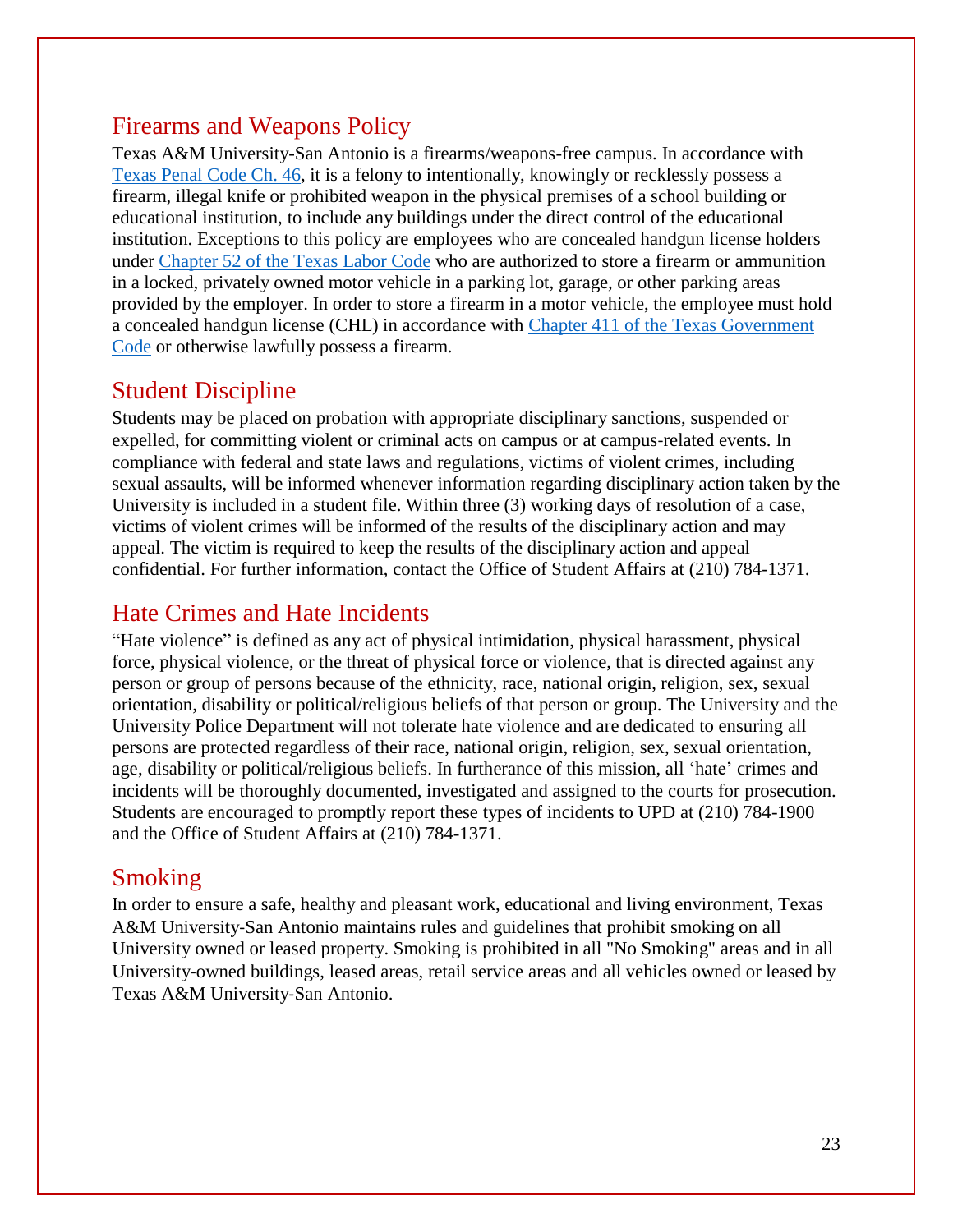## Firearms and Weapons Policy

Texas A&M University-San Antonio is a firearms/weapons-free campus. In accordance with [Texas Penal Code Ch. 46](), it is a felony to intentionally, knowingly or recklessly possess a firearm, illegal knife or prohibited weapon in the physical premises of a school building or educational institution, to include any buildings under the direct control of the educational institution. Exceptions to this policy are employees who are concealed handgun license holders under [Chapter 52 of the Texas Labor Code]() who are authorized to store a firearm or ammunition in a locked, privately owned motor vehicle in a parking lot, garage, or other parking areas provided by the employer. In order to store a firearm in a motor vehicle, the employee must hold a concealed handgun license (CHL) in accordance with [Chapter 411 of the Texas Government Code]() or otherwise lawfully possess a firearm.

## Student Discipline

Students may be placed on probation with appropriate disciplinary sanctions, suspended or expelled, for committing violent or criminal acts on campus or at campus-related events. In compliance with federal and state laws and regulations, victims of violent crimes, including sexual assaults, will be informed whenever information regarding disciplinary action taken by the University is included in a student file. Within three (3) working days of resolution of a case, victims of violent crimes will be informed of the results of the disciplinary action and may appeal. The victim is required to keep the results of the disciplinary action and appeal confidential. For further information, contact the Office of Student Affairs at (210) 784-1371.

## Hate Crimes and Hate Incidents

"Hate violence" is defined as any act of physical intimidation, physical harassment, physical force, physical violence, or the threat of physical force or violence, that is directed against any person or group of persons because of the ethnicity, race, national origin, religion, sex, sexual orientation, disability or political/religious beliefs of that person or group. The University and the University Police Department will not tolerate hate violence and are dedicated to ensuring all persons are protected regardless of their race, national origin, religion, sex, sexual orientation, age, disability or political/religious beliefs. In furtherance of this mission, all 'hate' crimes and incidents will be thoroughly documented, investigated and assigned to the courts for prosecution. Students are encouraged to promptly report these types of incidents to UPD at (210) 784-1900 and the Office of Student Affairs at (210) 784-1371.

## Smoking

In order to ensure a safe, healthy and pleasant work, educational and living environment, Texas A&M University-San Antonio maintains rules and guidelines that prohibit smoking on all University owned or leased property. Smoking is prohibited in all "No Smoking" areas and in all University-owned buildings, leased areas, retail service areas and all vehicles owned or leased by Texas A&M University-San Antonio.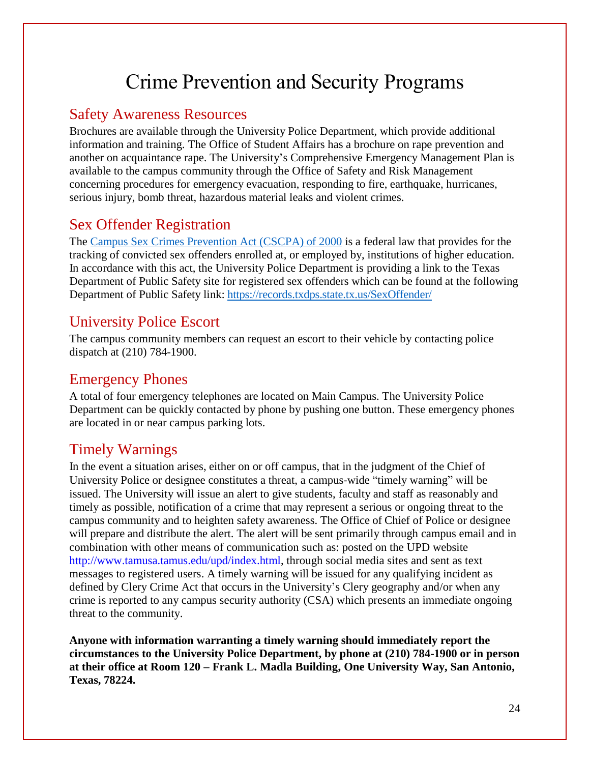# Crime Prevention and Security Programs

## Safety Awareness Resources

Brochures are available through the University Police Department, which provide additional information and training. The Office of Student Affairs has a brochure on rape prevention and another on acquaintance rape. The University's Comprehensive Emergency Management Plan is available to the campus community through the Office of Safety and Risk Management concerning procedures for emergency evacuation, responding to fire, earthquake, hurricanes, serious injury, bomb threat, hazardous material leaks and violent crimes.

## Sex Offender Registration

The [Campus Sex Crimes Prevention Act (CSCPA) of 2000](#) is a federal law that provides for the tracking of convicted sex offenders enrolled at, or employed by, institutions of higher education. In accordance with this act, the University Police Department is providing a link to the Texas Department of Public Safety site for registered sex offenders which can be found at the following Department of Public Safety link: https://records.txdps.state.tx.us/SexOffender/

## University Police Escort

The campus community members can request an escort to their vehicle by contacting police dispatch at (210) 784-1900.

## Emergency Phones

A total of four emergency telephones are located on Main Campus. The University Police Department can be quickly contacted by phone by pushing one button. These emergency phones are located in or near campus parking lots.

## Timely Warnings

In the event a situation arises, either on or off campus, that in the judgment of the Chief of University Police or designee constitutes a threat, a campus-wide "timely warning" will be issued. The University will issue an alert to give students, faculty and staff as reasonably and timely as possible, notification of a crime that may represent a serious or ongoing threat to the campus community and to heighten safety awareness. The Office of Chief of Police or designee will prepare and distribute the alert. The alert will be sent primarily through campus email and in combination with other means of communication such as: posted on the UPD website http://www.tamusa.tamus.edu/upd/index.html, through social media sites and sent as text messages to registered users. A timely warning will be issued for any qualifying incident as defined by Clery Crime Act that occurs in the University's Clery geography and/or when any crime is reported to any campus security authority (CSA) which presents an immediate ongoing threat to the community.

**Anyone with information warranting a timely warning should immediately report the circumstances to the University Police Department, by phone at (210) 784-1900 or in person at their office at Room 120 – Frank L. Madla Building, One University Way, San Antonio, Texas, 78224.**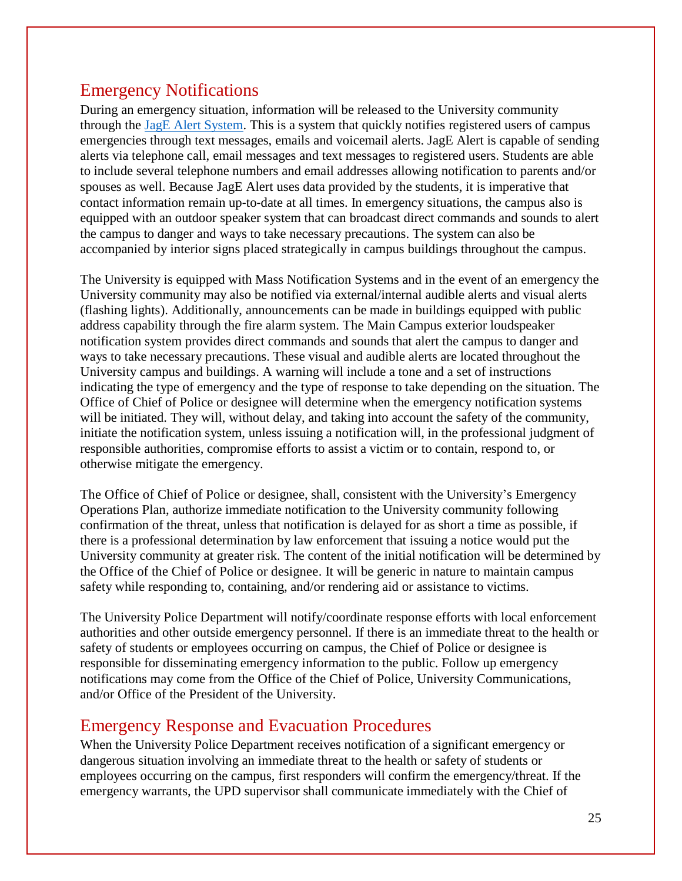## Emergency Notifications

During an emergency situation, information will be released to the University community through the [JagE Alert System](). This is a system that quickly notifies registered users of campus emergencies through text messages, emails and voicemail alerts. JagE Alert is capable of sending alerts via telephone call, email messages and text messages to registered users. Students are able to include several telephone numbers and email addresses allowing notification to parents and/or spouses as well. Because JagE Alert uses data provided by the students, it is imperative that contact information remain up-to-date at all times. In emergency situations, the campus also is equipped with an outdoor speaker system that can broadcast direct commands and sounds to alert the campus to danger and ways to take necessary precautions. The system can also be accompanied by interior signs placed strategically in campus buildings throughout the campus.

The University is equipped with Mass Notification Systems and in the event of an emergency the University community may also be notified via external/internal audible alerts and visual alerts (flashing lights). Additionally, announcements can be made in buildings equipped with public address capability through the fire alarm system. The Main Campus exterior loudspeaker notification system provides direct commands and sounds that alert the campus to danger and ways to take necessary precautions. These visual and audible alerts are located throughout the University campus and buildings. A warning will include a tone and a set of instructions indicating the type of emergency and the type of response to take depending on the situation. The Office of Chief of Police or designee will determine when the emergency notification systems will be initiated. They will, without delay, and taking into account the safety of the community, initiate the notification system, unless issuing a notification will, in the professional judgment of responsible authorities, compromise efforts to assist a victim or to contain, respond to, or otherwise mitigate the emergency.

The Office of Chief of Police or designee, shall, consistent with the University's Emergency Operations Plan, authorize immediate notification to the University community following confirmation of the threat, unless that notification is delayed for as short a time as possible, if there is a professional determination by law enforcement that issuing a notice would put the University community at greater risk. The content of the initial notification will be determined by the Office of the Chief of Police or designee. It will be generic in nature to maintain campus safety while responding to, containing, and/or rendering aid or assistance to victims.

The University Police Department will notify/coordinate response efforts with local enforcement authorities and other outside emergency personnel. If there is an immediate threat to the health or safety of students or employees occurring on campus, the Chief of Police or designee is responsible for disseminating emergency information to the public. Follow up emergency notifications may come from the Office of the Chief of Police, University Communications, and/or Office of the President of the University.

## Emergency Response and Evacuation Procedures

When the University Police Department receives notification of a significant emergency or dangerous situation involving an immediate threat to the health or safety of students or employees occurring on the campus, first responders will confirm the emergency/threat. If the emergency warrants, the UPD supervisor shall communicate immediately with the Chief of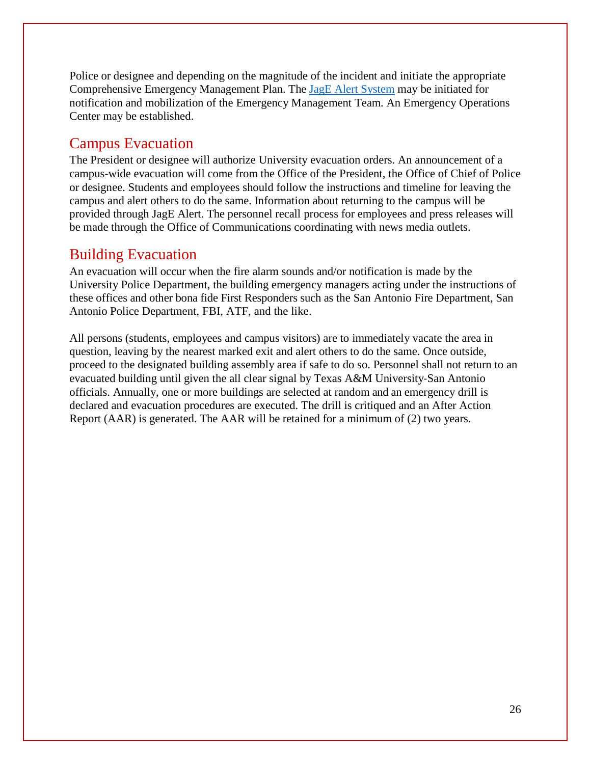Police or designee and depending on the magnitude of the incident and initiate the appropriate Comprehensive Emergency Management Plan. The JagE Alert System may be initiated for notification and mobilization of the Emergency Management Team. An Emergency Operations Center may be established.

## Campus Evacuation

The President or designee will authorize University evacuation orders. An announcement of a campus-wide evacuation will come from the Office of the President, the Office of Chief of Police or designee. Students and employees should follow the instructions and timeline for leaving the campus and alert others to do the same. Information about returning to the campus will be provided through JagE Alert. The personnel recall process for employees and press releases will be made through the Office of Communications coordinating with news media outlets.

## Building Evacuation

An evacuation will occur when the fire alarm sounds and/or notification is made by the University Police Department, the building emergency managers acting under the instructions of these offices and other bona fide First Responders such as the San Antonio Fire Department, San Antonio Police Department, FBI, ATF, and the like.

All persons (students, employees and campus visitors) are to immediately vacate the area in question, leaving by the nearest marked exit and alert others to do the same. Once outside, proceed to the designated building assembly area if safe to do so. Personnel shall not return to an evacuated building until given the all clear signal by Texas A&M University-San Antonio officials. Annually, one or more buildings are selected at random and an emergency drill is declared and evacuation procedures are executed. The drill is critiqued and an After Action Report (AAR) is generated. The AAR will be retained for a minimum of (2) two years.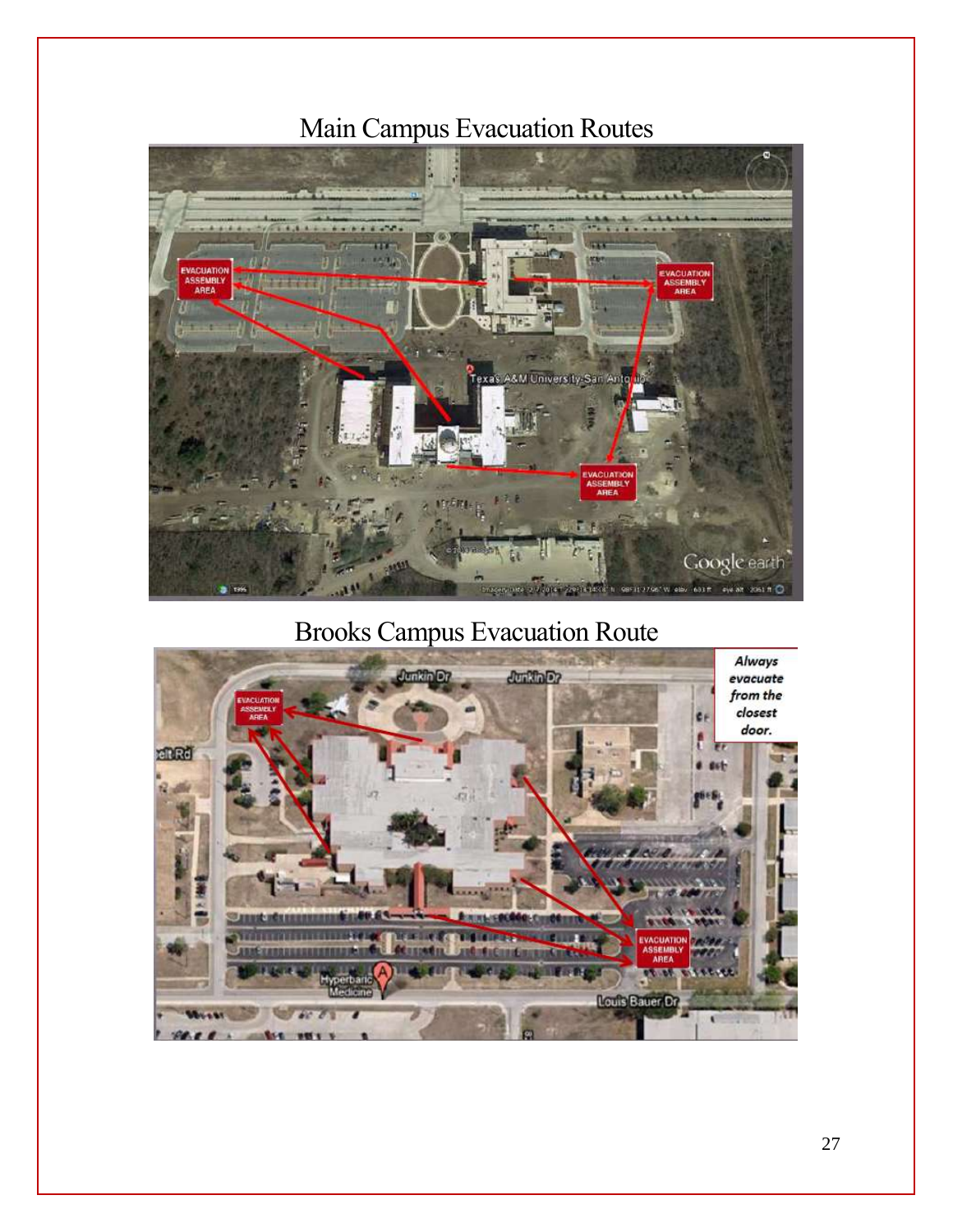## Main Campus Evacuation Routes

## Brooks Campus Evacuation Route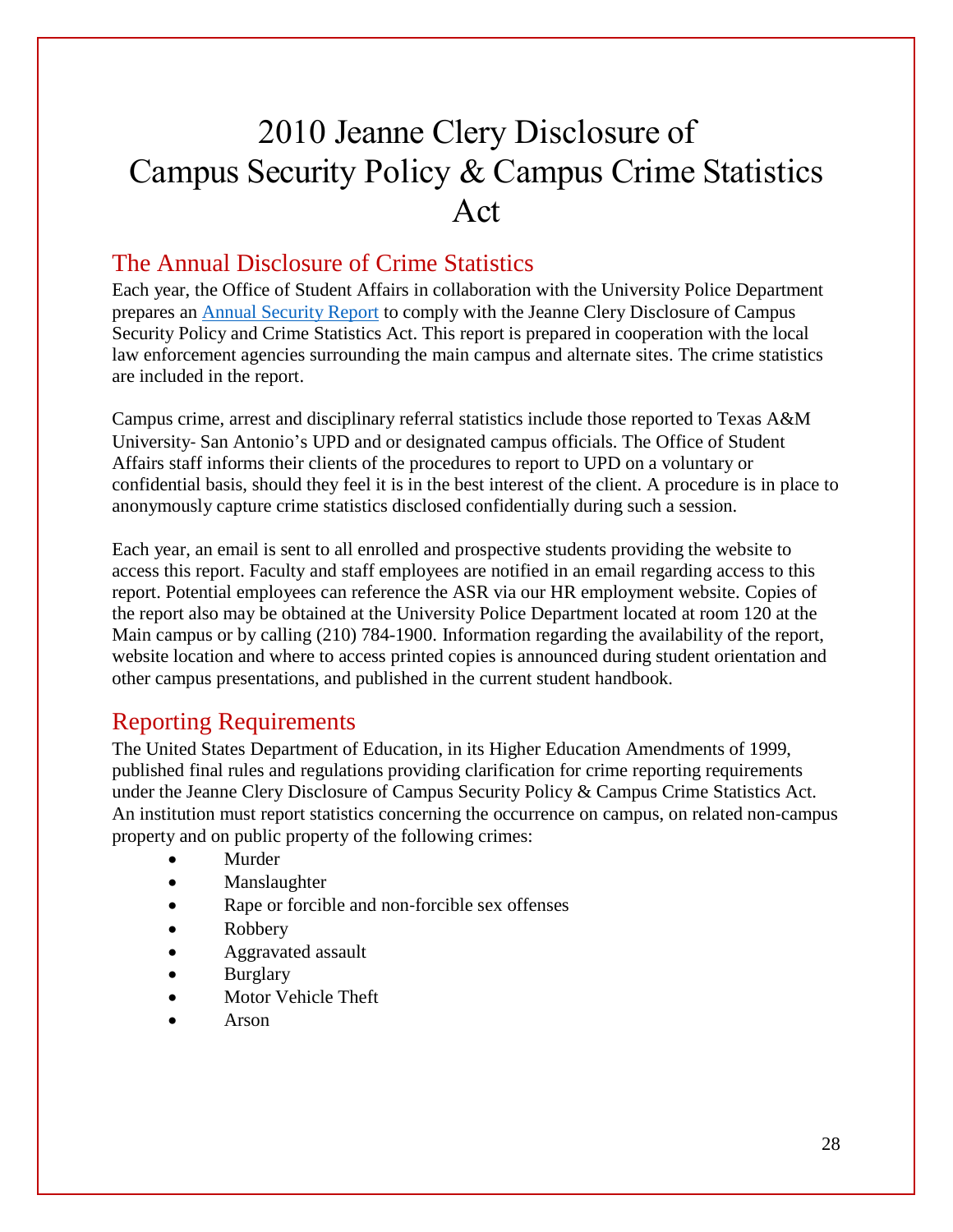# 2010 Jeanne Clery Disclosure of Campus Security Policy & Campus Crime Statistics Act

## The Annual Disclosure of Crime Statistics

Each year, the Office of Student Affairs in collaboration with the University Police Department prepares an Annual Security Report to comply with the Jeanne Clery Disclosure of Campus Security Policy and Crime Statistics Act. This report is prepared in cooperation with the local law enforcement agencies surrounding the main campus and alternate sites. The crime statistics are included in the report.

Campus crime, arrest and disciplinary referral statistics include those reported to Texas A&M University- San Antonio's UPD and or designated campus officials. The Office of Student Affairs staff informs their clients of the procedures to report to UPD on a voluntary or confidential basis, should they feel it is in the best interest of the client. A procedure is in place to anonymously capture crime statistics disclosed confidentially during such a session.

Each year, an email is sent to all enrolled and prospective students providing the website to access this report. Faculty and staff employees are notified in an email regarding access to this report. Potential employees can reference the ASR via our HR employment website. Copies of the report also may be obtained at the University Police Department located at room 120 at the Main campus or by calling (210) 784-1900. Information regarding the availability of the report, website location and where to access printed copies is announced during student orientation and other campus presentations, and published in the current student handbook.

## Reporting Requirements

The United States Department of Education, in its Higher Education Amendments of 1999, published final rules and regulations providing clarification for crime reporting requirements under the Jeanne Clery Disclosure of Campus Security Policy & Campus Crime Statistics Act. An institution must report statistics concerning the occurrence on campus, on related non-campus property and on public property of the following crimes:

- Murder
- Manslaughter
- Rape or forcible and non-forcible sex offenses
- Robbery
- Aggravated assault
- Burglary
- Motor Vehicle Theft
- Arson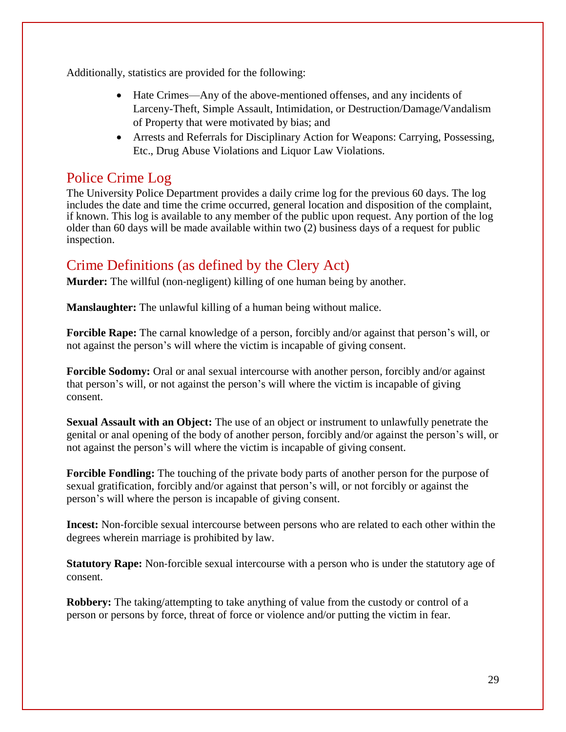Additionally, statistics are provided for the following:

- Hate Crimes—Any of the above-mentioned offenses, and any incidents of Larceny-Theft, Simple Assault, Intimidation, or Destruction/Damage/Vandalism of Property that were motivated by bias; and
- Arrests and Referrals for Disciplinary Action for Weapons: Carrying, Possessing, Etc., Drug Abuse Violations and Liquor Law Violations.

## Police Crime Log

The University Police Department provides a daily crime log for the previous 60 days. The log includes the date and time the crime occurred, general location and disposition of the complaint, if known. This log is available to any member of the public upon request. Any portion of the log older than 60 days will be made available within two (2) business days of a request for public inspection.

## Crime Definitions (as defined by the Clery Act)

**Murder:** The willful (non-negligent) killing of one human being by another.

**Manslaughter:** The unlawful killing of a human being without malice.

**Forcible Rape:** The carnal knowledge of a person, forcibly and/or against that person's will, or not against the person's will where the victim is incapable of giving consent.

**Forcible Sodomy:** Oral or anal sexual intercourse with another person, forcibly and/or against that person's will, or not against the person's will where the victim is incapable of giving consent.

**Sexual Assault with an Object:** The use of an object or instrument to unlawfully penetrate the genital or anal opening of the body of another person, forcibly and/or against the person's will, or not against the person's will where the victim is incapable of giving consent.

**Forcible Fondling:** The touching of the private body parts of another person for the purpose of sexual gratification, forcibly and/or against that person's will, or not forcibly or against the person's will where the person is incapable of giving consent.

**Incest:** Non-forcible sexual intercourse between persons who are related to each other within the degrees wherein marriage is prohibited by law.

**Statutory Rape:** Non-forcible sexual intercourse with a person who is under the statutory age of consent.

**Robbery:** The taking/attempting to take anything of value from the custody or control of a person or persons by force, threat of force or violence and/or putting the victim in fear.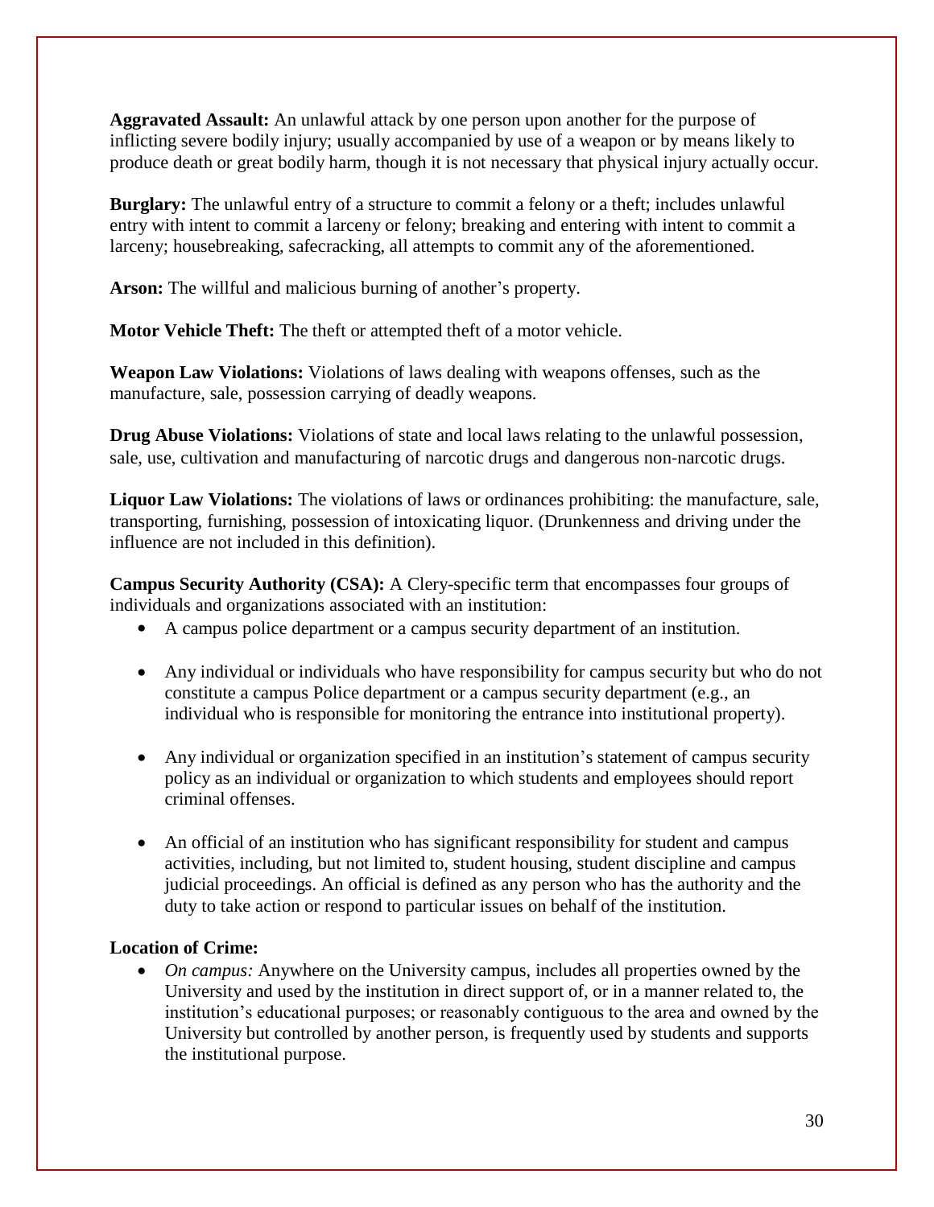**Aggravated Assault:** An unlawful attack by one person upon another for the purpose of inflicting severe bodily injury; usually accompanied by use of a weapon or by means likely to produce death or great bodily harm, though it is not necessary that physical injury actually occur.

**Burglary:** The unlawful entry of a structure to commit a felony or a theft; includes unlawful entry with intent to commit a larceny or felony; breaking and entering with intent to commit a larceny; housebreaking, safecracking, all attempts to commit any of the aforementioned.

**Arson:** The willful and malicious burning of another's property.

**Motor Vehicle Theft:** The theft or attempted theft of a motor vehicle.

**Weapon Law Violations:** Violations of laws dealing with weapons offenses, such as the manufacture, sale, possession carrying of deadly weapons.

**Drug Abuse Violations:** Violations of state and local laws relating to the unlawful possession, sale, use, cultivation and manufacturing of narcotic drugs and dangerous non-narcotic drugs.

**Liquor Law Violations:** The violations of laws or ordinances prohibiting: the manufacture, sale, transporting, furnishing, possession of intoxicating liquor. (Drunkenness and driving under the influence are not included in this definition).

**Campus Security Authority (CSA):** A Clery-specific term that encompasses four groups of individuals and organizations associated with an institution:

- A campus police department or a campus security department of an institution.
- Any individual or individuals who have responsibility for campus security but who do not constitute a campus Police department or a campus security department (e.g., an individual who is responsible for monitoring the entrance into institutional property).
- Any individual or organization specified in an institution's statement of campus security policy as an individual or organization to which students and employees should report criminal offenses.
- An official of an institution who has significant responsibility for student and campus activities, including, but not limited to, student housing, student discipline and campus judicial proceedings. An official is defined as any person who has the authority and the duty to take action or respond to particular issues on behalf of the institution.

**Location of Crime:**

- *On campus:* Anywhere on the University campus, includes all properties owned by the University and used by the institution in direct support of, or in a manner related to, the institution's educational purposes; or reasonably contiguous to the area and owned by the University but controlled by another person, is frequently used by students and supports the institutional purpose.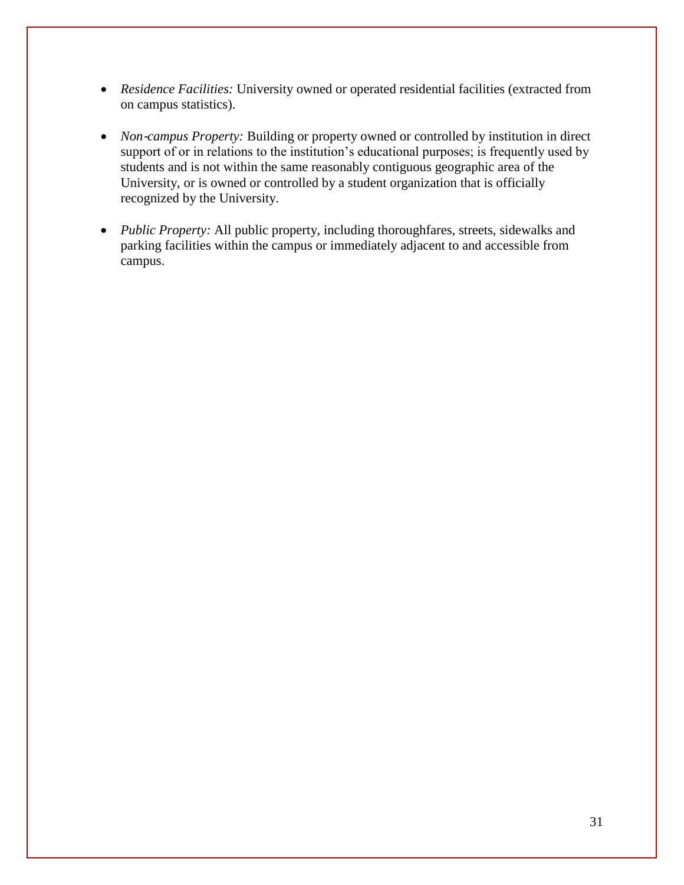- *Residence Facilities:* University owned or operated residential facilities (extracted from on campus statistics).

- *Non-campus Property:* Building or property owned or controlled by institution in direct support of or in relations to the institution's educational purposes; is frequently used by students and is not within the same reasonably contiguous geographic area of the University, or is owned or controlled by a student organization that is officially recognized by the University.

- *Public Property:* All public property, including thoroughfares, streets, sidewalks and parking facilities within the campus or immediately adjacent to and accessible from campus.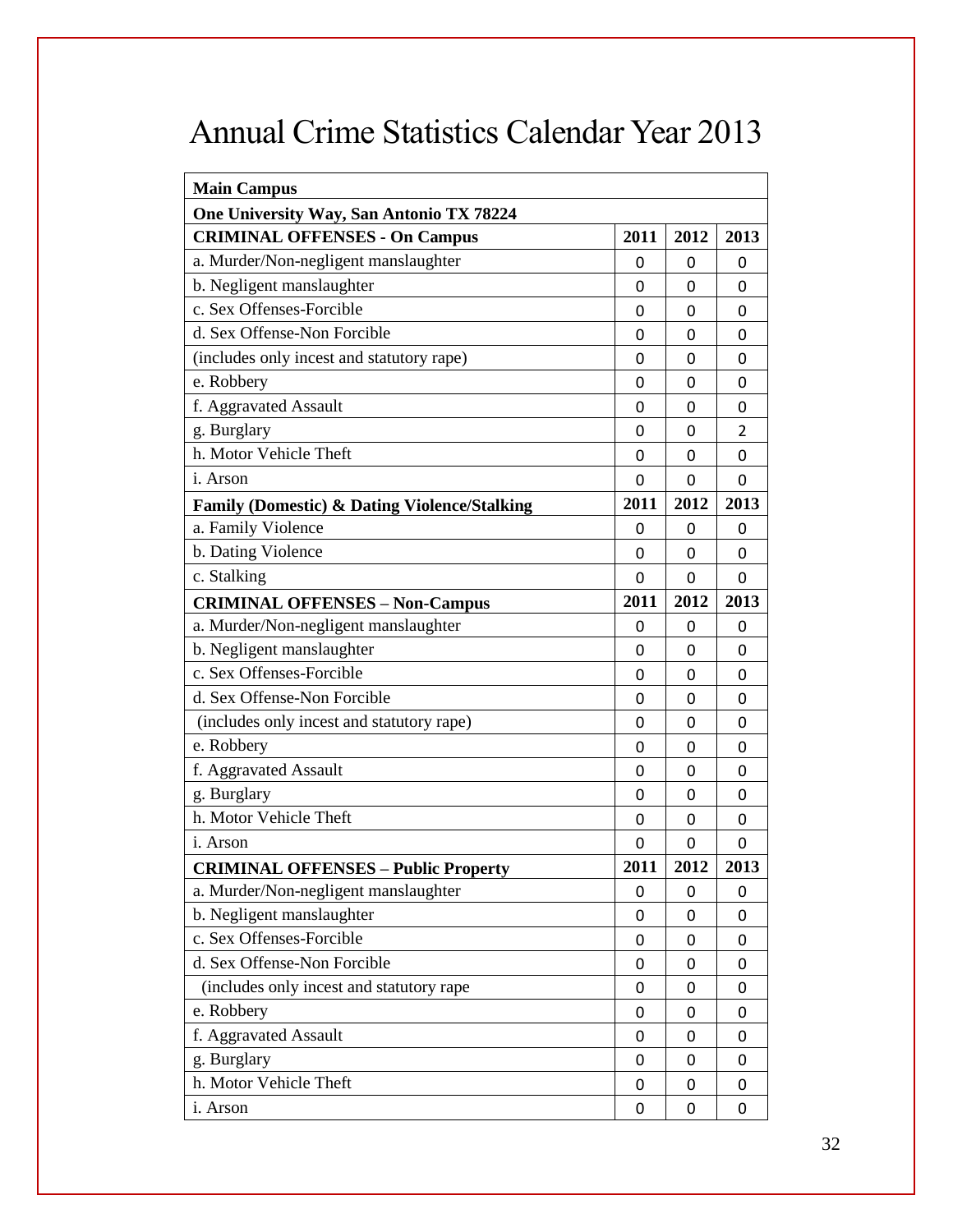# Annual Crime Statistics Calendar Year 2013

| Main Campus | | | |
|---|---|---|---|
| **One University Way, San Antonio TX 78224** | | | |
| **CRIMINAL OFFENSES - On Campus** | **2011** | **2012** | **2013** |
| a. Murder/Non-negligent manslaughter | 0 | 0 | 0 |
| b. Negligent manslaughter | 0 | 0 | 0 |
| c. Sex Offenses-Forcible | 0 | 0 | 0 |
| d. Sex Offense-Non Forcible | 0 | 0 | 0 |
| (includes only incest and statutory rape) | 0 | 0 | 0 |
| e. Robbery | 0 | 0 | 0 |
| f. Aggravated Assault | 0 | 0 | 0 |
| g. Burglary | 0 | 0 | 2 |
| h. Motor Vehicle Theft | 0 | 0 | 0 |
| i. Arson | 0 | 0 | 0 |
| **Family (Domestic) & Dating Violence/Stalking** | **2011** | **2012** | **2013** |
| a. Family Violence | 0 | 0 | 0 |
| b. Dating Violence | 0 | 0 | 0 |
| c. Stalking | 0 | 0 | 0 |
| **CRIMINAL OFFENSES – Non-Campus** | **2011** | **2012** | **2013** |
| a. Murder/Non-negligent manslaughter | 0 | 0 | 0 |
| b. Negligent manslaughter | 0 | 0 | 0 |
| c. Sex Offenses-Forcible | 0 | 0 | 0 |
| d. Sex Offense-Non Forcible | 0 | 0 | 0 |
| (includes only incest and statutory rape) | 0 | 0 | 0 |
| e. Robbery | 0 | 0 | 0 |
| f. Aggravated Assault | 0 | 0 | 0 |
| g. Burglary | 0 | 0 | 0 |
| h. Motor Vehicle Theft | 0 | 0 | 0 |
| i. Arson | 0 | 0 | 0 |
| **CRIMINAL OFFENSES – Public Property** | **2011** | **2012** | **2013** |
| a. Murder/Non-negligent manslaughter | 0 | 0 | 0 |
| b. Negligent manslaughter | 0 | 0 | 0 |
| c. Sex Offenses-Forcible | 0 | 0 | 0 |
| d. Sex Offense-Non Forcible | 0 | 0 | 0 |
| (includes only incest and statutory rape | 0 | 0 | 0 |
| e. Robbery | 0 | 0 | 0 |
| f. Aggravated Assault | 0 | 0 | 0 |
| g. Burglary | 0 | 0 | 0 |
| h. Motor Vehicle Theft | 0 | 0 | 0 |
| i. Arson | 0 | 0 | 0 |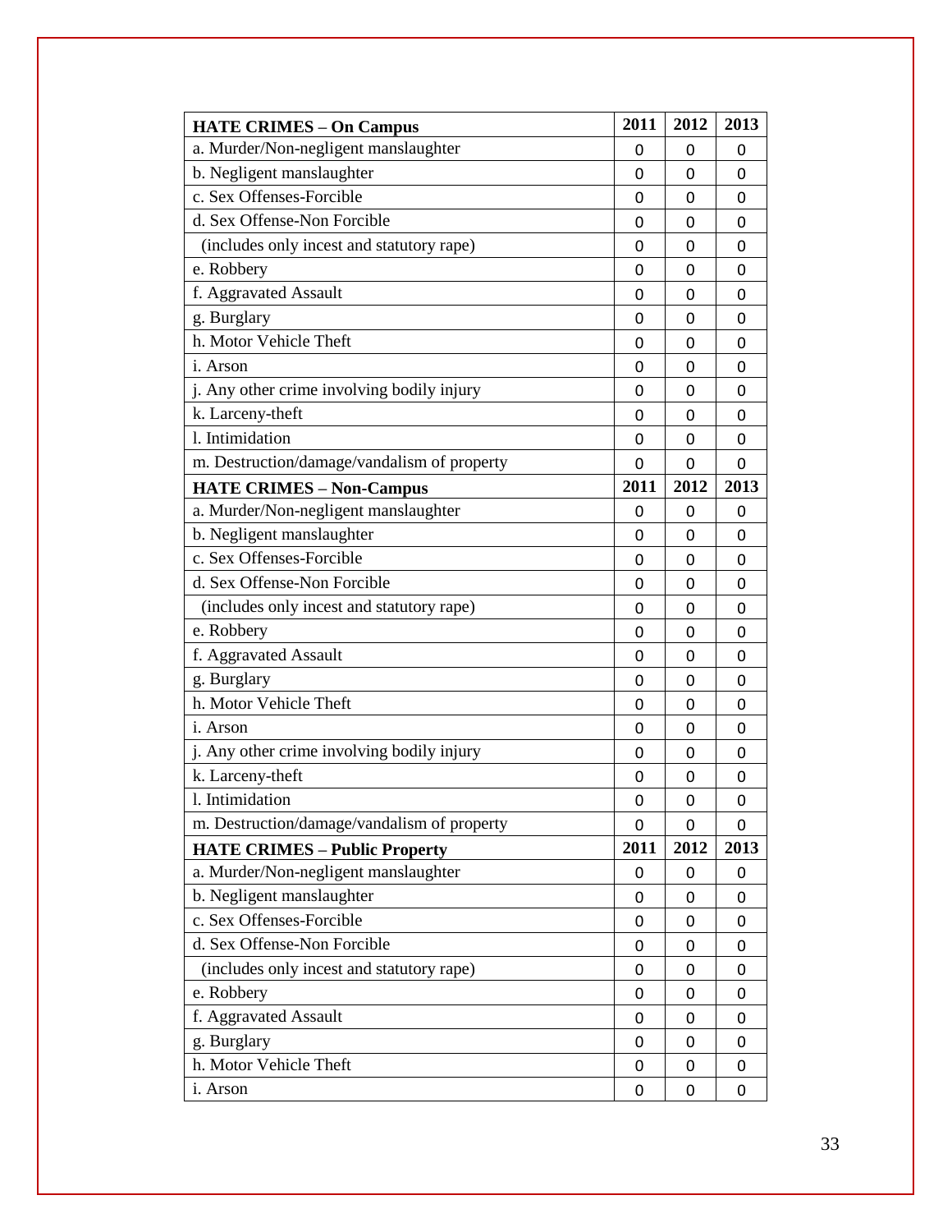| HATE CRIMES – On Campus | 2011 | 2012 | 2013 |
|---|---|---|---|
| a. Murder/Non-negligent manslaughter | 0 | 0 | 0 |
| b. Negligent manslaughter | 0 | 0 | 0 |
| c. Sex Offenses-Forcible | 0 | 0 | 0 |
| d. Sex Offense-Non Forcible | 0 | 0 | 0 |
| (includes only incest and statutory rape) | 0 | 0 | 0 |
| e. Robbery | 0 | 0 | 0 |
| f. Aggravated Assault | 0 | 0 | 0 |
| g. Burglary | 0 | 0 | 0 |
| h. Motor Vehicle Theft | 0 | 0 | 0 |
| i. Arson | 0 | 0 | 0 |
| j. Any other crime involving bodily injury | 0 | 0 | 0 |
| k. Larceny-theft | 0 | 0 | 0 |
| l. Intimidation | 0 | 0 | 0 |
| m. Destruction/damage/vandalism of property | 0 | 0 | 0 |
| **HATE CRIMES – Non-Campus** | **2011** | **2012** | **2013** |
| a. Murder/Non-negligent manslaughter | 0 | 0 | 0 |
| b. Negligent manslaughter | 0 | 0 | 0 |
| c. Sex Offenses-Forcible | 0 | 0 | 0 |
| d. Sex Offense-Non Forcible | 0 | 0 | 0 |
| (includes only incest and statutory rape) | 0 | 0 | 0 |
| e. Robbery | 0 | 0 | 0 |
| f. Aggravated Assault | 0 | 0 | 0 |
| g. Burglary | 0 | 0 | 0 |
| h. Motor Vehicle Theft | 0 | 0 | 0 |
| i. Arson | 0 | 0 | 0 |
| j. Any other crime involving bodily injury | 0 | 0 | 0 |
| k. Larceny-theft | 0 | 0 | 0 |
| l. Intimidation | 0 | 0 | 0 |
| m. Destruction/damage/vandalism of property | 0 | 0 | 0 |
| **HATE CRIMES – Public Property** | **2011** | **2012** | **2013** |
| a. Murder/Non-negligent manslaughter | 0 | 0 | 0 |
| b. Negligent manslaughter | 0 | 0 | 0 |
| c. Sex Offenses-Forcible | 0 | 0 | 0 |
| d. Sex Offense-Non Forcible | 0 | 0 | 0 |
| (includes only incest and statutory rape) | 0 | 0 | 0 |
| e. Robbery | 0 | 0 | 0 |
| f. Aggravated Assault | 0 | 0 | 0 |
| g. Burglary | 0 | 0 | 0 |
| h. Motor Vehicle Theft | 0 | 0 | 0 |
| i. Arson | 0 | 0 | 0 |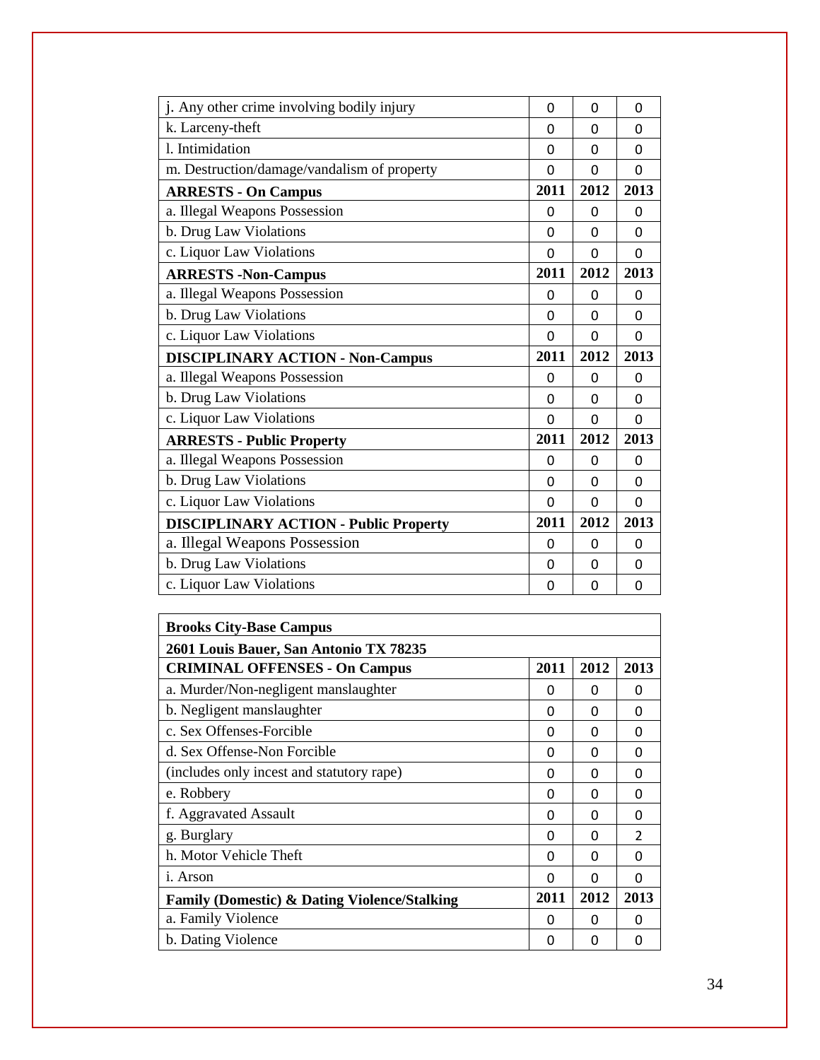| j. Any other crime involving bodily injury | 0 | 0 | 0 |
|---|---|---|---|
| k. Larceny-theft | 0 | 0 | 0 |
| l. Intimidation | 0 | 0 | 0 |
| m. Destruction/damage/vandalism of property | 0 | 0 | 0 |
| **ARRESTS - On Campus** | **2011** | **2012** | **2013** |
| a. Illegal Weapons Possession | 0 | 0 | 0 |
| b. Drug Law Violations | 0 | 0 | 0 |
| c. Liquor Law Violations | 0 | 0 | 0 |
| **ARRESTS -Non-Campus** | **2011** | **2012** | **2013** |
| a. Illegal Weapons Possession | 0 | 0 | 0 |
| b. Drug Law Violations | 0 | 0 | 0 |
| c. Liquor Law Violations | 0 | 0 | 0 |
| **DISCIPLINARY ACTION - Non-Campus** | **2011** | **2012** | **2013** |
| a. Illegal Weapons Possession | 0 | 0 | 0 |
| b. Drug Law Violations | 0 | 0 | 0 |
| c. Liquor Law Violations | 0 | 0 | 0 |
| **ARRESTS - Public Property** | **2011** | **2012** | **2013** |
| a. Illegal Weapons Possession | 0 | 0 | 0 |
| b. Drug Law Violations | 0 | 0 | 0 |
| c. Liquor Law Violations | 0 | 0 | 0 |
| **DISCIPLINARY ACTION - Public Property** | **2011** | **2012** | **2013** |
| a. Illegal Weapons Possession | 0 | 0 | 0 |
| b. Drug Law Violations | 0 | 0 | 0 |
| c. Liquor Law Violations | 0 | 0 | 0 |

| **Brooks City-Base Campus** | | | |
|---|---|---|---|
| **2601 Louis Bauer, San Antonio TX 78235** | | | |
| **CRIMINAL OFFENSES - On Campus** | **2011** | **2012** | **2013** |
| a. Murder/Non-negligent manslaughter | 0 | 0 | 0 |
| b. Negligent manslaughter | 0 | 0 | 0 |
| c. Sex Offenses-Forcible | 0 | 0 | 0 |
| d. Sex Offense-Non Forcible | 0 | 0 | 0 |
| (includes only incest and statutory rape) | 0 | 0 | 0 |
| e. Robbery | 0 | 0 | 0 |
| f. Aggravated Assault | 0 | 0 | 0 |
| g. Burglary | 0 | 0 | 2 |
| h. Motor Vehicle Theft | 0 | 0 | 0 |
| i. Arson | 0 | 0 | 0 |
| **Family (Domestic) & Dating Violence/Stalking** | **2011** | **2012** | **2013** |
| a. Family Violence | 0 | 0 | 0 |
| b. Dating Violence | 0 | 0 | 0 |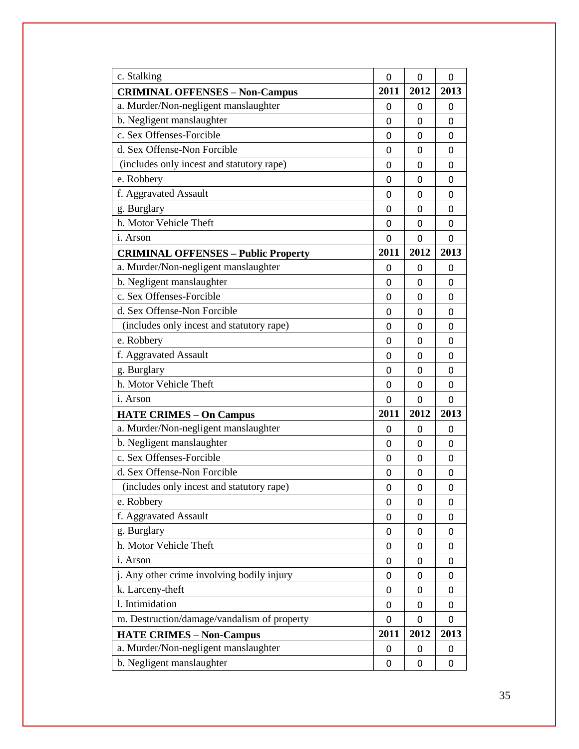| c. Stalking | 0 | 0 | 0 |
|---|---|---|---|
| **CRIMINAL OFFENSES – Non-Campus** | **2011** | **2012** | **2013** |
| a. Murder/Non-negligent manslaughter | 0 | 0 | 0 |
| b. Negligent manslaughter | 0 | 0 | 0 |
| c. Sex Offenses-Forcible | 0 | 0 | 0 |
| d. Sex Offense-Non Forcible | 0 | 0 | 0 |
| (includes only incest and statutory rape) | 0 | 0 | 0 |
| e. Robbery | 0 | 0 | 0 |
| f. Aggravated Assault | 0 | 0 | 0 |
| g. Burglary | 0 | 0 | 0 |
| h. Motor Vehicle Theft | 0 | 0 | 0 |
| i. Arson | 0 | 0 | 0 |
| **CRIMINAL OFFENSES – Public Property** | **2011** | **2012** | **2013** |
| a. Murder/Non-negligent manslaughter | 0 | 0 | 0 |
| b. Negligent manslaughter | 0 | 0 | 0 |
| c. Sex Offenses-Forcible | 0 | 0 | 0 |
| d. Sex Offense-Non Forcible | 0 | 0 | 0 |
| (includes only incest and statutory rape) | 0 | 0 | 0 |
| e. Robbery | 0 | 0 | 0 |
| f. Aggravated Assault | 0 | 0 | 0 |
| g. Burglary | 0 | 0 | 0 |
| h. Motor Vehicle Theft | 0 | 0 | 0 |
| i. Arson | 0 | 0 | 0 |
| **HATE CRIMES – On Campus** | **2011** | **2012** | **2013** |
| a. Murder/Non-negligent manslaughter | 0 | 0 | 0 |
| b. Negligent manslaughter | 0 | 0 | 0 |
| c. Sex Offenses-Forcible | 0 | 0 | 0 |
| d. Sex Offense-Non Forcible | 0 | 0 | 0 |
| (includes only incest and statutory rape) | 0 | 0 | 0 |
| e. Robbery | 0 | 0 | 0 |
| f. Aggravated Assault | 0 | 0 | 0 |
| g. Burglary | 0 | 0 | 0 |
| h. Motor Vehicle Theft | 0 | 0 | 0 |
| i. Arson | 0 | 0 | 0 |
| j. Any other crime involving bodily injury | 0 | 0 | 0 |
| k. Larceny-theft | 0 | 0 | 0 |
| l. Intimidation | 0 | 0 | 0 |
| m. Destruction/damage/vandalism of property | 0 | 0 | 0 |
| **HATE CRIMES – Non-Campus** | **2011** | **2012** | **2013** |
| a. Murder/Non-negligent manslaughter | 0 | 0 | 0 |
| b. Negligent manslaughter | 0 | 0 | 0 |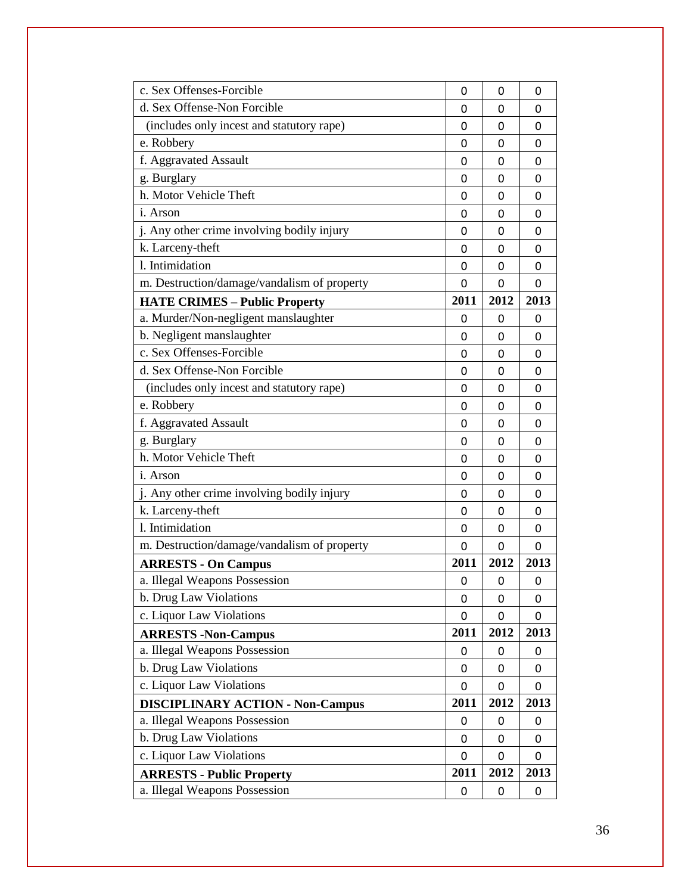| c. Sex Offenses-Forcible | 0 | 0 | 0 |
|---|---|---|---|
| d. Sex Offense-Non Forcible | 0 | 0 | 0 |
| (includes only incest and statutory rape) | 0 | 0 | 0 |
| e. Robbery | 0 | 0 | 0 |
| f. Aggravated Assault | 0 | 0 | 0 |
| g. Burglary | 0 | 0 | 0 |
| h. Motor Vehicle Theft | 0 | 0 | 0 |
| i. Arson | 0 | 0 | 0 |
| j. Any other crime involving bodily injury | 0 | 0 | 0 |
| k. Larceny-theft | 0 | 0 | 0 |
| l. Intimidation | 0 | 0 | 0 |
| m. Destruction/damage/vandalism of property | 0 | 0 | 0 |
| **HATE CRIMES – Public Property** | **2011** | **2012** | **2013** |
| a. Murder/Non-negligent manslaughter | 0 | 0 | 0 |
| b. Negligent manslaughter | 0 | 0 | 0 |
| c. Sex Offenses-Forcible | 0 | 0 | 0 |
| d. Sex Offense-Non Forcible | 0 | 0 | 0 |
| (includes only incest and statutory rape) | 0 | 0 | 0 |
| e. Robbery | 0 | 0 | 0 |
| f. Aggravated Assault | 0 | 0 | 0 |
| g. Burglary | 0 | 0 | 0 |
| h. Motor Vehicle Theft | 0 | 0 | 0 |
| i. Arson | 0 | 0 | 0 |
| j. Any other crime involving bodily injury | 0 | 0 | 0 |
| k. Larceny-theft | 0 | 0 | 0 |
| l. Intimidation | 0 | 0 | 0 |
| m. Destruction/damage/vandalism of property | 0 | 0 | 0 |
| **ARRESTS - On Campus** | **2011** | **2012** | **2013** |
| a. Illegal Weapons Possession | 0 | 0 | 0 |
| b. Drug Law Violations | 0 | 0 | 0 |
| c. Liquor Law Violations | 0 | 0 | 0 |
| **ARRESTS -Non-Campus** | **2011** | **2012** | **2013** |
| a. Illegal Weapons Possession | 0 | 0 | 0 |
| b. Drug Law Violations | 0 | 0 | 0 |
| c. Liquor Law Violations | 0 | 0 | 0 |
| **DISCIPLINARY ACTION - Non-Campus** | **2011** | **2012** | **2013** |
| a. Illegal Weapons Possession | 0 | 0 | 0 |
| b. Drug Law Violations | 0 | 0 | 0 |
| c. Liquor Law Violations | 0 | 0 | 0 |
| **ARRESTS - Public Property** | **2011** | **2012** | **2013** |
| a. Illegal Weapons Possession | 0 | 0 | 0 |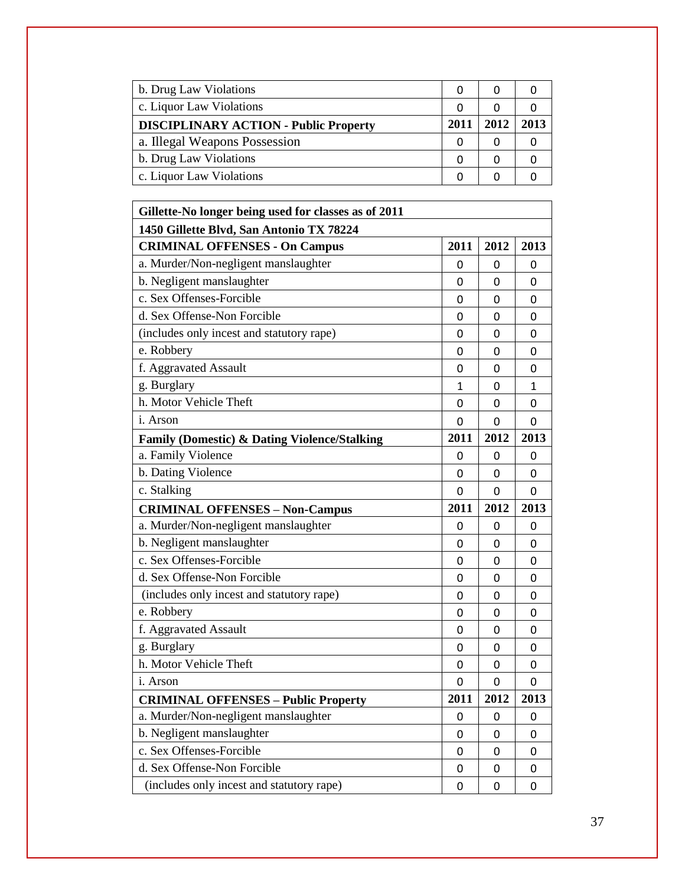| b. Drug Law Violations | 0 | 0 | 0 |
|---|---|---|---|
| c. Liquor Law Violations | 0 | 0 | 0 |
| **DISCIPLINARY ACTION - Public Property** | **2011** | **2012** | **2013** |
| a. Illegal Weapons Possession | 0 | 0 | 0 |
| b. Drug Law Violations | 0 | 0 | 0 |
| c. Liquor Law Violations | 0 | 0 | 0 |

| **Gillette-No longer being used for classes as of 2011** | | | |
|---|---|---|---|
| **1450 Gillette Blvd, San Antonio TX 78224** | | | |
| **CRIMINAL OFFENSES - On Campus** | **2011** | **2012** | **2013** |
| a. Murder/Non-negligent manslaughter | 0 | 0 | 0 |
| b. Negligent manslaughter | 0 | 0 | 0 |
| c. Sex Offenses-Forcible | 0 | 0 | 0 |
| d. Sex Offense-Non Forcible | 0 | 0 | 0 |
| (includes only incest and statutory rape) | 0 | 0 | 0 |
| e. Robbery | 0 | 0 | 0 |
| f. Aggravated Assault | 0 | 0 | 0 |
| g. Burglary | 1 | 0 | 1 |
| h. Motor Vehicle Theft | 0 | 0 | 0 |
| i. Arson | 0 | 0 | 0 |
| **Family (Domestic) & Dating Violence/Stalking** | **2011** | **2012** | **2013** |
| a. Family Violence | 0 | 0 | 0 |
| b. Dating Violence | 0 | 0 | 0 |
| c. Stalking | 0 | 0 | 0 |
| **CRIMINAL OFFENSES – Non-Campus** | **2011** | **2012** | **2013** |
| a. Murder/Non-negligent manslaughter | 0 | 0 | 0 |
| b. Negligent manslaughter | 0 | 0 | 0 |
| c. Sex Offenses-Forcible | 0 | 0 | 0 |
| d. Sex Offense-Non Forcible | 0 | 0 | 0 |
| (includes only incest and statutory rape) | 0 | 0 | 0 |
| e. Robbery | 0 | 0 | 0 |
| f. Aggravated Assault | 0 | 0 | 0 |
| g. Burglary | 0 | 0 | 0 |
| h. Motor Vehicle Theft | 0 | 0 | 0 |
| i. Arson | 0 | 0 | 0 |
| **CRIMINAL OFFENSES – Public Property** | **2011** | **2012** | **2013** |
| a. Murder/Non-negligent manslaughter | 0 | 0 | 0 |
| b. Negligent manslaughter | 0 | 0 | 0 |
| c. Sex Offenses-Forcible | 0 | 0 | 0 |
| d. Sex Offense-Non Forcible | 0 | 0 | 0 |
| (includes only incest and statutory rape) | 0 | 0 | 0 |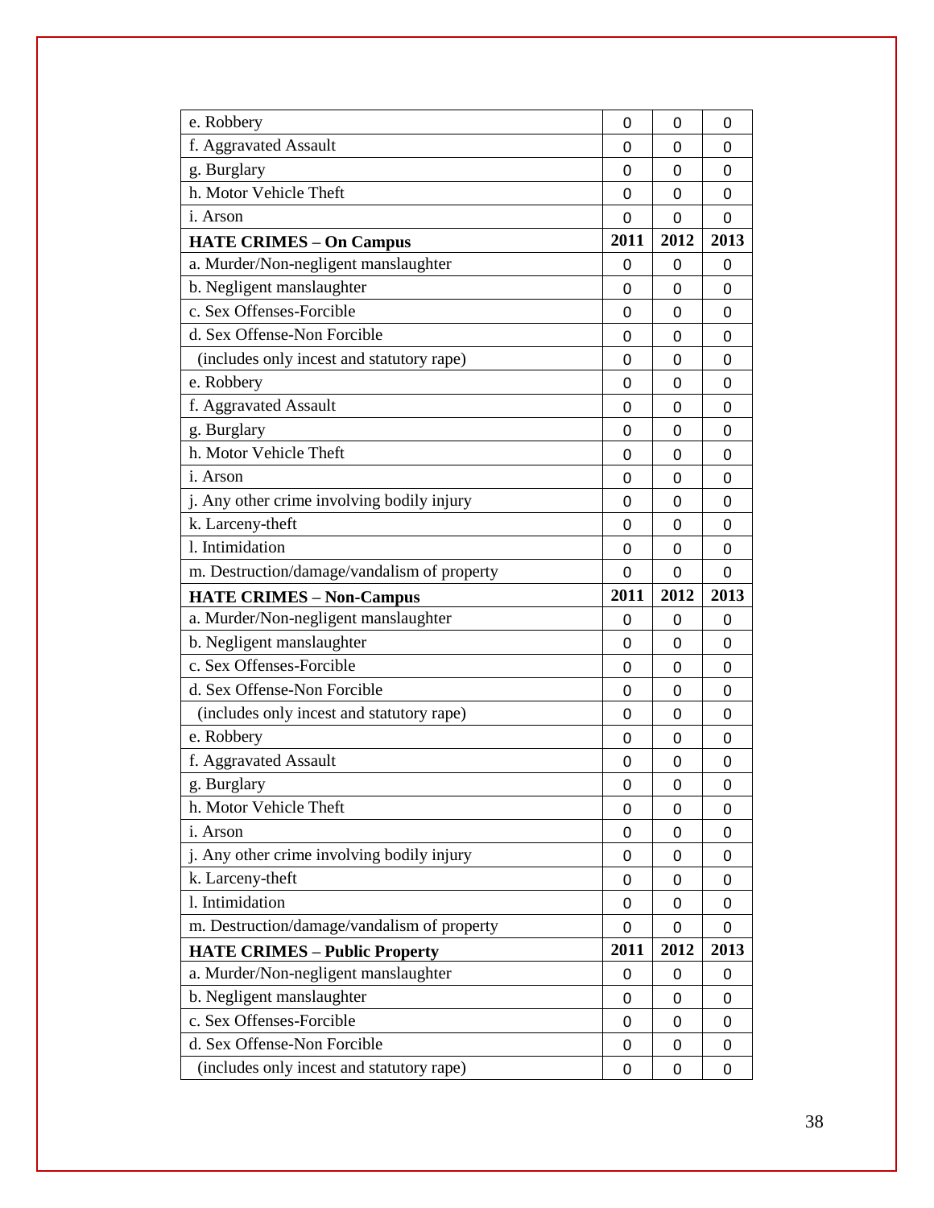| | | | |
|---|---|---|---|
| e. Robbery | 0 | 0 | 0 |
| f. Aggravated Assault | 0 | 0 | 0 |
| g. Burglary | 0 | 0 | 0 |
| h. Motor Vehicle Theft | 0 | 0 | 0 |
| i. Arson | 0 | 0 | 0 |
| **HATE CRIMES – On Campus** | **2011** | **2012** | **2013** |
| a. Murder/Non-negligent manslaughter | 0 | 0 | 0 |
| b. Negligent manslaughter | 0 | 0 | 0 |
| c. Sex Offenses-Forcible | 0 | 0 | 0 |
| d. Sex Offense-Non Forcible | 0 | 0 | 0 |
| (includes only incest and statutory rape) | 0 | 0 | 0 |
| e. Robbery | 0 | 0 | 0 |
| f. Aggravated Assault | 0 | 0 | 0 |
| g. Burglary | 0 | 0 | 0 |
| h. Motor Vehicle Theft | 0 | 0 | 0 |
| i. Arson | 0 | 0 | 0 |
| j. Any other crime involving bodily injury | 0 | 0 | 0 |
| k. Larceny-theft | 0 | 0 | 0 |
| l. Intimidation | 0 | 0 | 0 |
| m. Destruction/damage/vandalism of property | 0 | 0 | 0 |
| **HATE CRIMES – Non-Campus** | **2011** | **2012** | **2013** |
| a. Murder/Non-negligent manslaughter | 0 | 0 | 0 |
| b. Negligent manslaughter | 0 | 0 | 0 |
| c. Sex Offenses-Forcible | 0 | 0 | 0 |
| d. Sex Offense-Non Forcible | 0 | 0 | 0 |
| (includes only incest and statutory rape) | 0 | 0 | 0 |
| e. Robbery | 0 | 0 | 0 |
| f. Aggravated Assault | 0 | 0 | 0 |
| g. Burglary | 0 | 0 | 0 |
| h. Motor Vehicle Theft | 0 | 0 | 0 |
| i. Arson | 0 | 0 | 0 |
| j. Any other crime involving bodily injury | 0 | 0 | 0 |
| k. Larceny-theft | 0 | 0 | 0 |
| l. Intimidation | 0 | 0 | 0 |
| m. Destruction/damage/vandalism of property | 0 | 0 | 0 |
| **HATE CRIMES – Public Property** | **2011** | **2012** | **2013** |
| a. Murder/Non-negligent manslaughter | 0 | 0 | 0 |
| b. Negligent manslaughter | 0 | 0 | 0 |
| c. Sex Offenses-Forcible | 0 | 0 | 0 |
| d. Sex Offense-Non Forcible | 0 | 0 | 0 |
| (includes only incest and statutory rape) | 0 | 0 | 0 |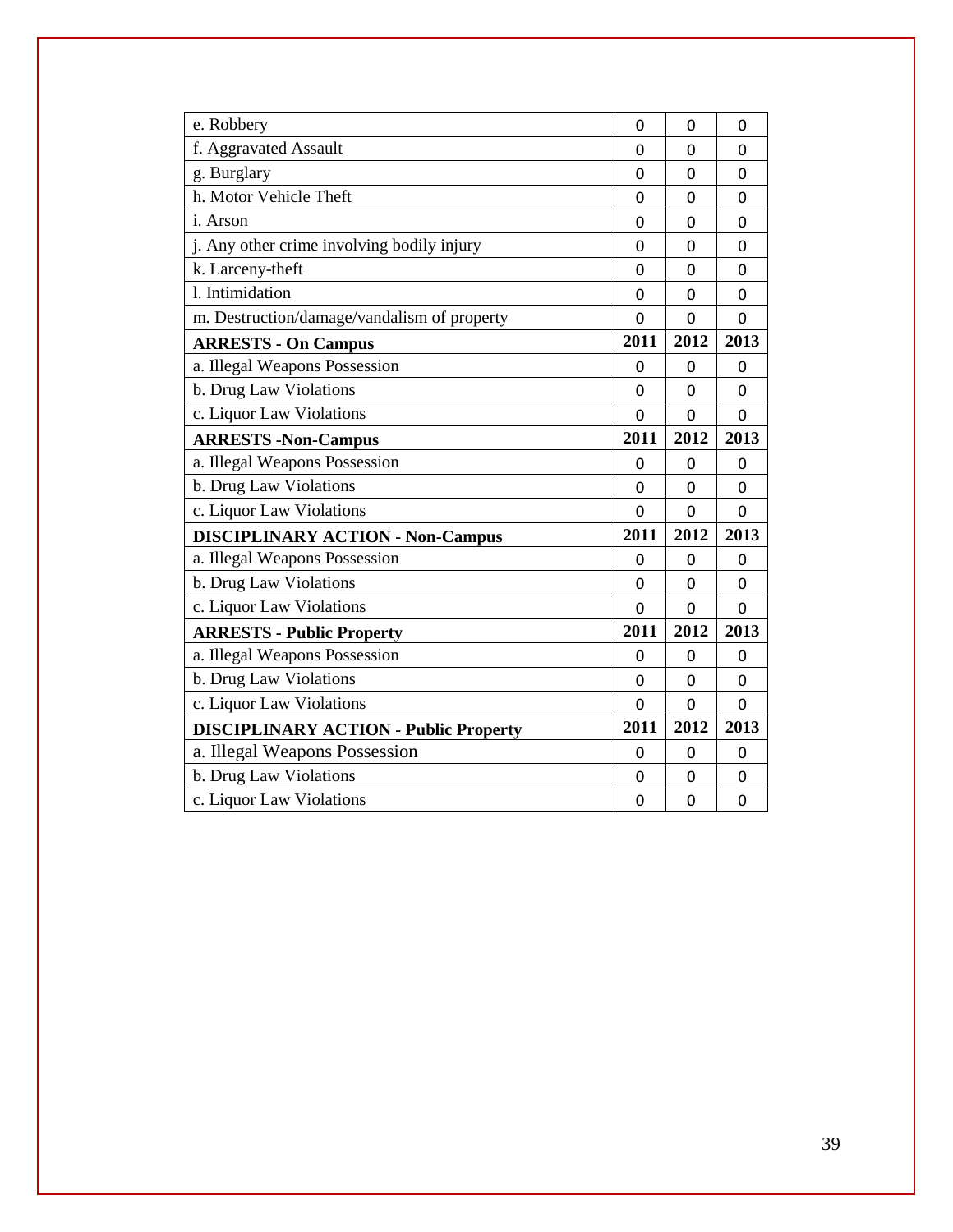| | | | |
|---|---|---|---|
| e. Robbery | 0 | 0 | 0 |
| f. Aggravated Assault | 0 | 0 | 0 |
| g. Burglary | 0 | 0 | 0 |
| h. Motor Vehicle Theft | 0 | 0 | 0 |
| i. Arson | 0 | 0 | 0 |
| j. Any other crime involving bodily injury | 0 | 0 | 0 |
| k. Larceny-theft | 0 | 0 | 0 |
| l. Intimidation | 0 | 0 | 0 |
| m. Destruction/damage/vandalism of property | 0 | 0 | 0 |
| **ARRESTS - On Campus** | **2011** | **2012** | **2013** |
| a. Illegal Weapons Possession | 0 | 0 | 0 |
| b. Drug Law Violations | 0 | 0 | 0 |
| c. Liquor Law Violations | 0 | 0 | 0 |
| **ARRESTS -Non-Campus** | **2011** | **2012** | **2013** |
| a. Illegal Weapons Possession | 0 | 0 | 0 |
| b. Drug Law Violations | 0 | 0 | 0 |
| c. Liquor Law Violations | 0 | 0 | 0 |
| **DISCIPLINARY ACTION - Non-Campus** | **2011** | **2012** | **2013** |
| a. Illegal Weapons Possession | 0 | 0 | 0 |
| b. Drug Law Violations | 0 | 0 | 0 |
| c. Liquor Law Violations | 0 | 0 | 0 |
| **ARRESTS - Public Property** | **2011** | **2012** | **2013** |
| a. Illegal Weapons Possession | 0 | 0 | 0 |
| b. Drug Law Violations | 0 | 0 | 0 |
| c. Liquor Law Violations | 0 | 0 | 0 |
| **DISCIPLINARY ACTION - Public Property** | **2011** | **2012** | **2013** |
| a. Illegal Weapons Possession | 0 | 0 | 0 |
| b. Drug Law Violations | 0 | 0 | 0 |
| c. Liquor Law Violations | 0 | 0 | 0 |